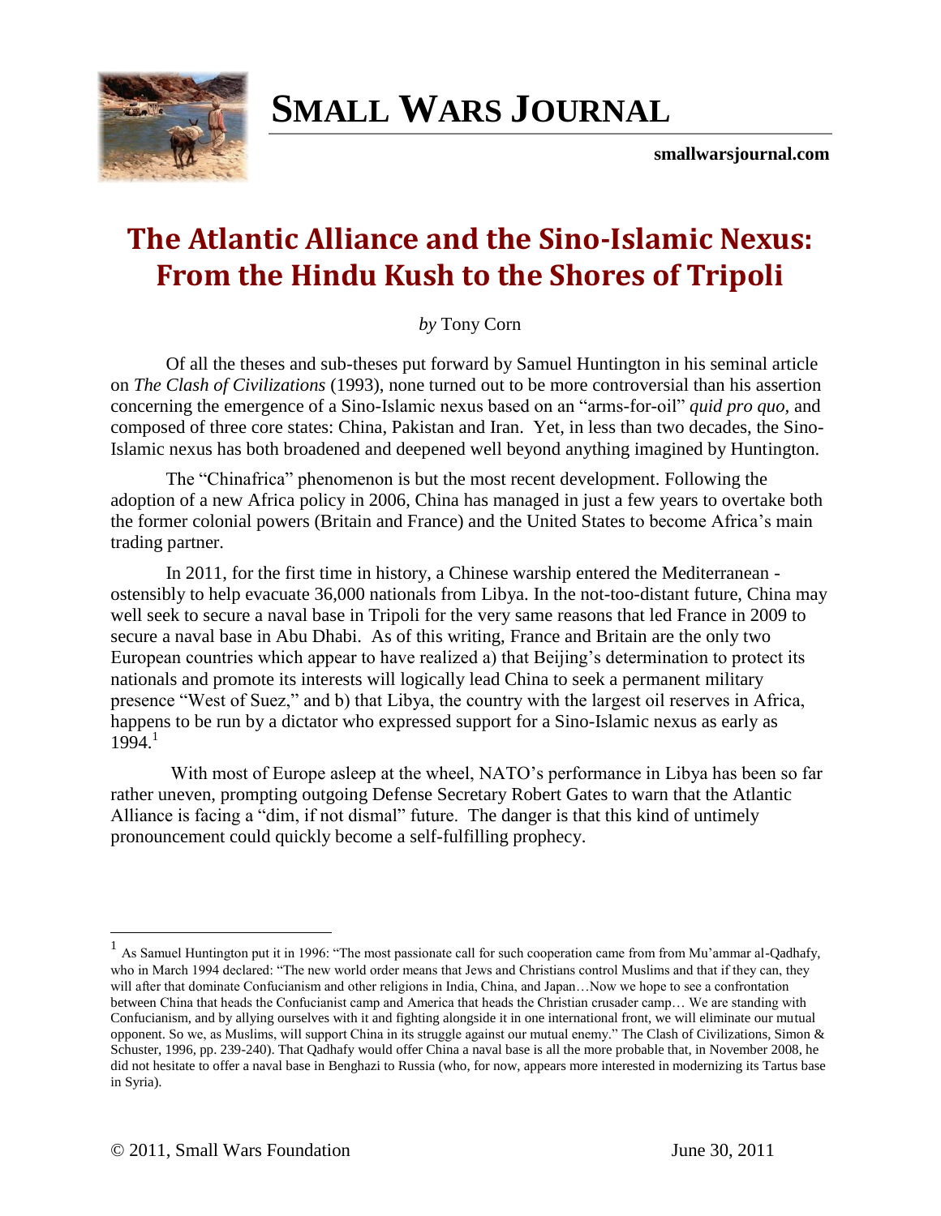# SMALL WARS JOURNAL

smallwarsjournal.com

## The Atlantic Alliance and the Sino-Islamic Nexus: From the Hindu Kush to the Shores of Tripoli

*by* Tony Corn

Of all the theses and sub-theses put forward by Samuel Huntington in his seminal article on *The Clash of Civilizations* (1993), none turned out to be more controversial than his assertion concerning the emergence of a Sino-Islamic nexus based on an "arms-for-oil" *quid pro quo,* and composed of three core states: China, Pakistan and Iran. Yet, in less than two decades, the Sino-Islamic nexus has both broadened and deepened well beyond anything imagined by Huntington.

The "Chinafrica" phenomenon is but the most recent development. Following the adoption of a new Africa policy in 2006, China has managed in just a few years to overtake both the former colonial powers (Britain and France) and the United States to become Africa's main trading partner.

In 2011, for the first time in history, a Chinese warship entered the Mediterranean - ostensibly to help evacuate 36,000 nationals from Libya. In the not-too-distant future, China may well seek to secure a naval base in Tripoli for the very same reasons that led France in 2009 to secure a naval base in Abu Dhabi. As of this writing, France and Britain are the only two European countries which appear to have realized a) that Beijing's determination to protect its nationals and promote its interests will logically lead China to seek a permanent military presence "West of Suez," and b) that Libya, the country with the largest oil reserves in Africa, happens to be run by a dictator who expressed support for a Sino-Islamic nexus as early as 1994.[1]

With most of Europe asleep at the wheel, NATO's performance in Libya has been so far rather uneven, prompting outgoing Defense Secretary Robert Gates to warn that the Atlantic Alliance is facing a "dim, if not dismal" future. The danger is that this kind of untimely pronouncement could quickly become a self-fulfilling prophecy.

---

[1] As Samuel Huntington put it in 1996: "The most passionate call for such cooperation came from from Mu'ammar al-Qadhafy, who in March 1994 declared: "The new world order means that Jews and Christians control Muslims and that if they can, they will after that dominate Confucianism and other religions in India, China, and Japan…Now we hope to see a confrontation between China that heads the Confucianist camp and America that heads the Christian crusader camp… We are standing with Confucianism, and by allying ourselves with it and fighting alongside it in one international front, we will eliminate our mutual opponent. So we, as Muslims, will support China in its struggle against our mutual enemy." The Clash of Civilizations, Simon & Schuster, 1996, pp. 239-240). That Qadhafy would offer China a naval base is all the more probable that, in November 2008, he did not hesitate to offer a naval base in Benghazi to Russia (who, for now, appears more interested in modernizing its Tartus base in Syria).

© 2011, Small Wars Foundation June 30, 2011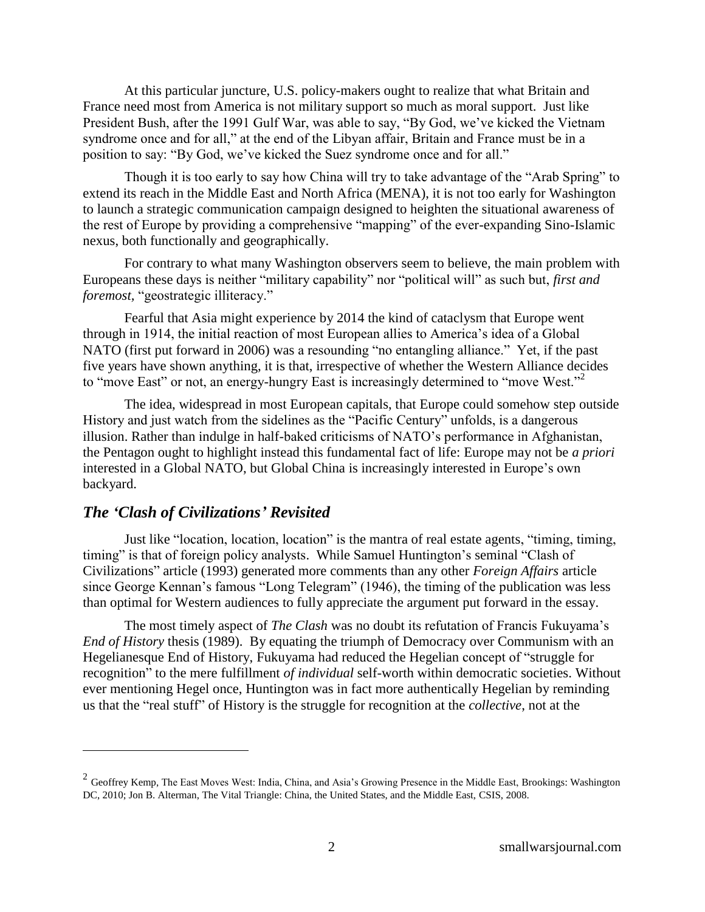At this particular juncture, U.S. policy-makers ought to realize that what Britain and France need most from America is not military support so much as moral support. Just like President Bush, after the 1991 Gulf War, was able to say, "By God, we've kicked the Vietnam syndrome once and for all," at the end of the Libyan affair, Britain and France must be in a position to say: "By God, we've kicked the Suez syndrome once and for all."

Though it is too early to say how China will try to take advantage of the "Arab Spring" to extend its reach in the Middle East and North Africa (MENA), it is not too early for Washington to launch a strategic communication campaign designed to heighten the situational awareness of the rest of Europe by providing a comprehensive "mapping" of the ever-expanding Sino-Islamic nexus, both functionally and geographically.

For contrary to what many Washington observers seem to believe, the main problem with Europeans these days is neither "military capability" nor "political will" as such but, *first and foremost,* "geostrategic illiteracy."

Fearful that Asia might experience by 2014 the kind of cataclysm that Europe went through in 1914, the initial reaction of most European allies to America's idea of a Global NATO (first put forward in 2006) was a resounding "no entangling alliance." Yet, if the past five years have shown anything, it is that, irrespective of whether the Western Alliance decides to "move East" or not, an energy-hungry East is increasingly determined to "move West."[2]

The idea, widespread in most European capitals, that Europe could somehow step outside History and just watch from the sidelines as the "Pacific Century" unfolds, is a dangerous illusion. Rather than indulge in half-baked criticisms of NATO's performance in Afghanistan, the Pentagon ought to highlight instead this fundamental fact of life: Europe may not be *a priori* interested in a Global NATO, but Global China is increasingly interested in Europe's own backyard.

## *The 'Clash of Civilizations' Revisited*

Just like "location, location, location" is the mantra of real estate agents, "timing, timing, timing" is that of foreign policy analysts. While Samuel Huntington's seminal "Clash of Civilizations" article (1993) generated more comments than any other *Foreign Affairs* article since George Kennan's famous "Long Telegram" (1946), the timing of the publication was less than optimal for Western audiences to fully appreciate the argument put forward in the essay.

The most timely aspect of *The Clash* was no doubt its refutation of Francis Fukuyama's *End of History* thesis (1989). By equating the triumph of Democracy over Communism with an Hegelianesque End of History, Fukuyama had reduced the Hegelian concept of "struggle for recognition" to the mere fulfillment *of individual* self-worth within democratic societies. Without ever mentioning Hegel once, Huntington was in fact more authentically Hegelian by reminding us that the "real stuff" of History is the struggle for recognition at the *collective*, not at the

[2] Geoffrey Kemp, The East Moves West: India, China, and Asia's Growing Presence in the Middle East, Brookings: Washington DC, 2010; Jon B. Alterman, The Vital Triangle: China, the United States, and the Middle East, CSIS, 2008.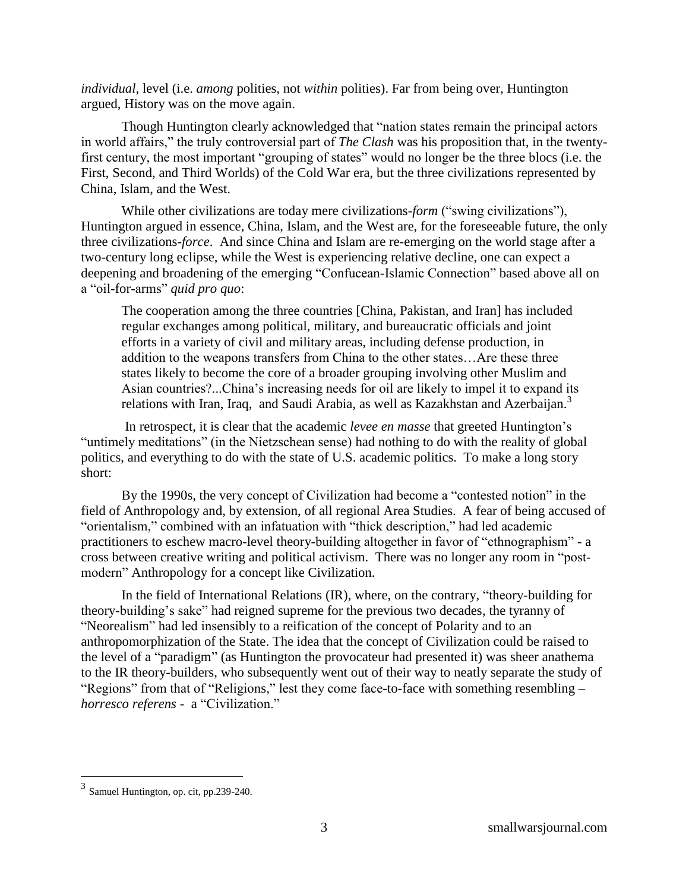*individual*, level (i.e. *among* polities, not *within* polities). Far from being over, Huntington argued, History was on the move again.

Though Huntington clearly acknowledged that "nation states remain the principal actors in world affairs," the truly controversial part of *The Clash* was his proposition that, in the twenty-first century, the most important "grouping of states" would no longer be the three blocs (i.e. the First, Second, and Third Worlds) of the Cold War era, but the three civilizations represented by China, Islam, and the West.

While other civilizations are today mere civilizations-*form* ("swing civilizations"), Huntington argued in essence, China, Islam, and the West are, for the foreseeable future, the only three civilizations-*force*. And since China and Islam are re-emerging on the world stage after a two-century long eclipse, while the West is experiencing relative decline, one can expect a deepening and broadening of the emerging "Confucean-Islamic Connection" based above all on a "oil-for-arms" *quid pro quo*:

> The cooperation among the three countries [China, Pakistan, and Iran] has included regular exchanges among political, military, and bureaucratic officials and joint efforts in a variety of civil and military areas, including defense production, in addition to the weapons transfers from China to the other states…Are these three states likely to become the core of a broader grouping involving other Muslim and Asian countries?...China's increasing needs for oil are likely to impel it to expand its relations with Iran, Iraq, and Saudi Arabia, as well as Kazakhstan and Azerbaijan.[3]

In retrospect, it is clear that the academic *levee en masse* that greeted Huntington's "untimely meditations" (in the Nietzschean sense) had nothing to do with the reality of global politics, and everything to do with the state of U.S. academic politics. To make a long story short:

By the 1990s, the very concept of Civilization had become a "contested notion" in the field of Anthropology and, by extension, of all regional Area Studies. A fear of being accused of "orientalism," combined with an infatuation with "thick description," had led academic practitioners to eschew macro-level theory-building altogether in favor of "ethnographism" - a cross between creative writing and political activism. There was no longer any room in "post-modern" Anthropology for a concept like Civilization.

In the field of International Relations (IR), where, on the contrary, "theory-building for theory-building's sake" had reigned supreme for the previous two decades, the tyranny of "Neorealism" had led insensibly to a reification of the concept of Polarity and to an anthropomorphization of the State. The idea that the concept of Civilization could be raised to the level of a "paradigm" (as Huntington the provocateur had presented it) was sheer anathema to the IR theory-builders, who subsequently went out of their way to neatly separate the study of "Regions" from that of "Religions," lest they come face-to-face with something resembling – *horresco referens* - a "Civilization."

---

[3] Samuel Huntington, op. cit, pp.239-240.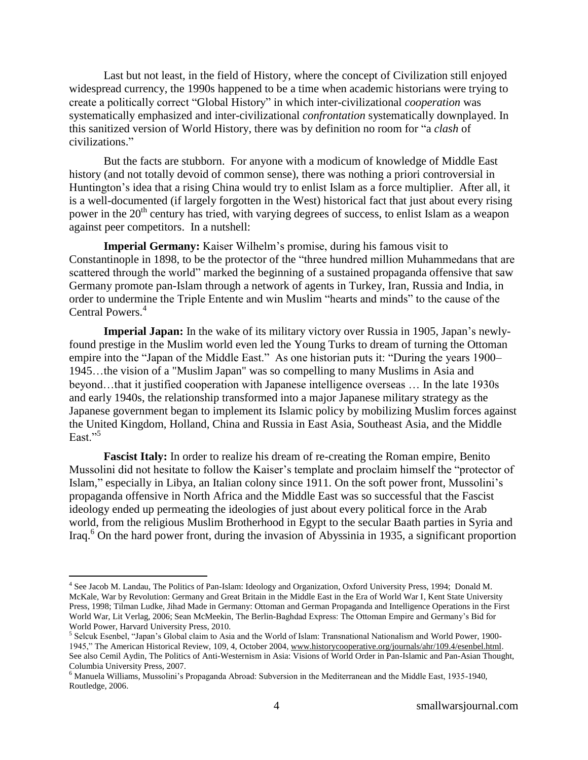Last but not least, in the field of History, where the concept of Civilization still enjoyed widespread currency, the 1990s happened to be a time when academic historians were trying to create a politically correct "Global History" in which inter-civilizational *cooperation* was systematically emphasized and inter-civilizational *confrontation* systematically downplayed. In this sanitized version of World History, there was by definition no room for "a *clash* of civilizations."

But the facts are stubborn. For anyone with a modicum of knowledge of Middle East history (and not totally devoid of common sense), there was nothing a priori controversial in Huntington's idea that a rising China would try to enlist Islam as a force multiplier. After all, it is a well-documented (if largely forgotten in the West) historical fact that just about every rising power in the 20th century has tried, with varying degrees of success, to enlist Islam as a weapon against peer competitors. In a nutshell:

**Imperial Germany:** Kaiser Wilhelm's promise, during his famous visit to Constantinople in 1898, to be the protector of the "three hundred million Muhammedans that are scattered through the world" marked the beginning of a sustained propaganda offensive that saw Germany promote pan-Islam through a network of agents in Turkey, Iran, Russia and India, in order to undermine the Triple Entente and win Muslim "hearts and minds" to the cause of the Central Powers.[4]

**Imperial Japan:** In the wake of its military victory over Russia in 1905, Japan's newly-found prestige in the Muslim world even led the Young Turks to dream of turning the Ottoman empire into the "Japan of the Middle East." As one historian puts it: "During the years 1900–1945…the vision of a "Muslim Japan" was so compelling to many Muslims in Asia and beyond…that it justified cooperation with Japanese intelligence overseas … In the late 1930s and early 1940s, the relationship transformed into a major Japanese military strategy as the Japanese government began to implement its Islamic policy by mobilizing Muslim forces against the United Kingdom, Holland, China and Russia in East Asia, Southeast Asia, and the Middle East."[5]

**Fascist Italy:** In order to realize his dream of re-creating the Roman empire, Benito Mussolini did not hesitate to follow the Kaiser's template and proclaim himself the "protector of Islam," especially in Libya, an Italian colony since 1911. On the soft power front, Mussolini's propaganda offensive in North Africa and the Middle East was so successful that the Fascist ideology ended up permeating the ideologies of just about every political force in the Arab world, from the religious Muslim Brotherhood in Egypt to the secular Baath parties in Syria and Iraq.[6] On the hard power front, during the invasion of Abyssinia in 1935, a significant proportion

---

[4] See Jacob M. Landau, The Politics of Pan-Islam: Ideology and Organization, Oxford University Press, 1994; Donald M. McKale, War by Revolution: Germany and Great Britain in the Middle East in the Era of World War I, Kent State University Press, 1998; Tilman Ludke, Jihad Made in Germany: Ottoman and German Propaganda and Intelligence Operations in the First World War, Lit Verlag, 2006; Sean McMeekin, The Berlin-Baghdad Express: The Ottoman Empire and Germany's Bid for World Power, Harvard University Press, 2010.

[5] Selcuk Esenbel, "Japan's Global claim to Asia and the World of Islam: Transnational Nationalism and World Power, 1900-1945," The American Historical Review, 109, 4, October 2004, www.historycooperative.org/journals/ahr/109.4/esenbel.html. See also Cemil Aydin, The Politics of Anti-Westernism in Asia: Visions of World Order in Pan-Islamic and Pan-Asian Thought, Columbia University Press, 2007.

[6] Manuela Williams, Mussolini's Propaganda Abroad: Subversion in the Mediterranean and the Middle East, 1935-1940, Routledge, 2006.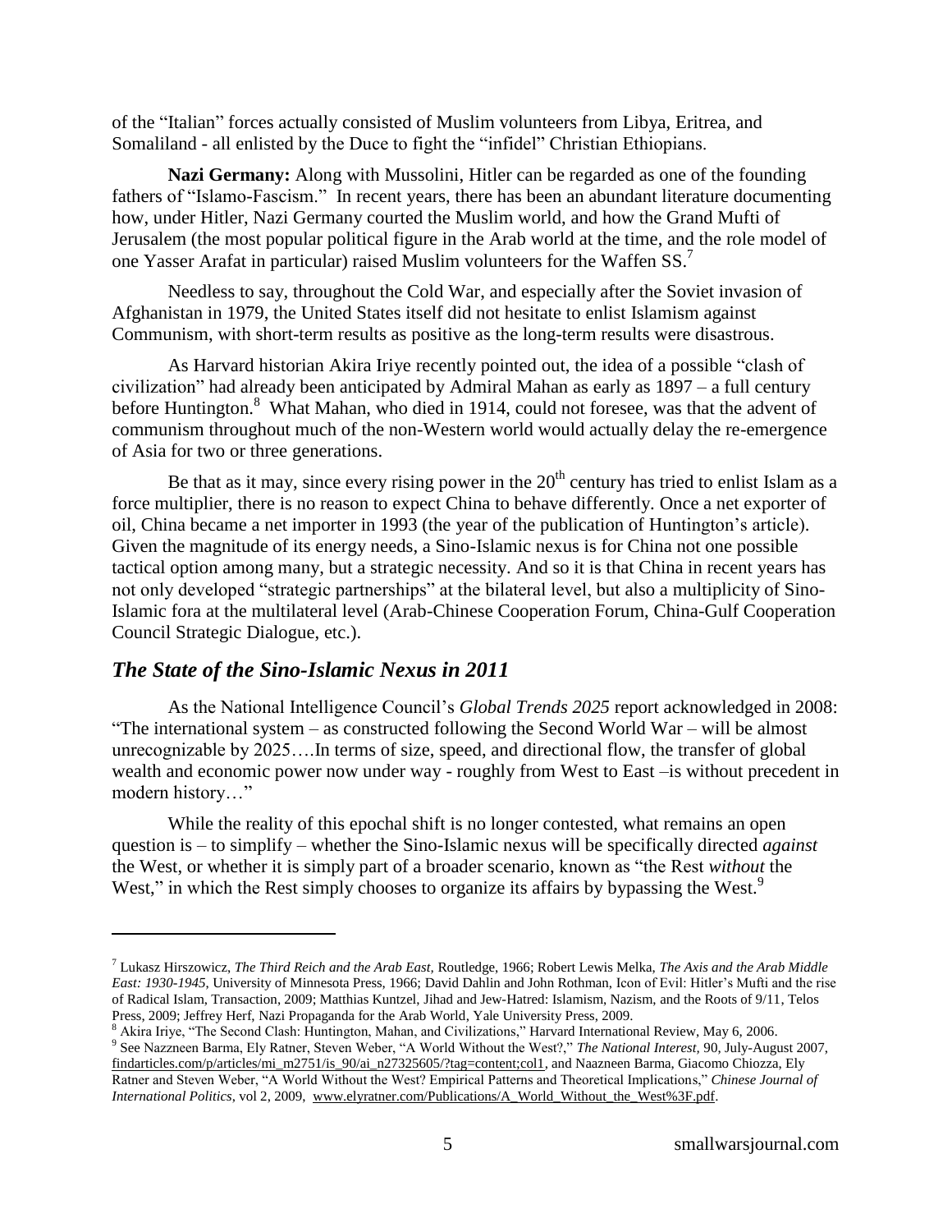of the "Italian" forces actually consisted of Muslim volunteers from Libya, Eritrea, and Somaliland - all enlisted by the Duce to fight the "infidel" Christian Ethiopians.

**Nazi Germany:** Along with Mussolini, Hitler can be regarded as one of the founding fathers of "Islamo-Fascism." In recent years, there has been an abundant literature documenting how, under Hitler, Nazi Germany courted the Muslim world, and how the Grand Mufti of Jerusalem (the most popular political figure in the Arab world at the time, and the role model of one Yasser Arafat in particular) raised Muslim volunteers for the Waffen SS.[7]

Needless to say, throughout the Cold War, and especially after the Soviet invasion of Afghanistan in 1979, the United States itself did not hesitate to enlist Islamism against Communism, with short-term results as positive as the long-term results were disastrous.

As Harvard historian Akira Iriye recently pointed out, the idea of a possible "clash of civilization" had already been anticipated by Admiral Mahan as early as 1897 – a full century before Huntington.[8] What Mahan, who died in 1914, could not foresee, was that the advent of communism throughout much of the non-Western world would actually delay the re-emergence of Asia for two or three generations.

Be that as it may, since every rising power in the 20th century has tried to enlist Islam as a force multiplier, there is no reason to expect China to behave differently. Once a net exporter of oil, China became a net importer in 1993 (the year of the publication of Huntington's article). Given the magnitude of its energy needs, a Sino-Islamic nexus is for China not one possible tactical option among many, but a strategic necessity. And so it is that China in recent years has not only developed "strategic partnerships" at the bilateral level, but also a multiplicity of Sino-Islamic fora at the multilateral level (Arab-Chinese Cooperation Forum, China-Gulf Cooperation Council Strategic Dialogue, etc.).

## *The State of the Sino-Islamic Nexus in 2011*

As the National Intelligence Council's *Global Trends 2025* report acknowledged in 2008: "The international system – as constructed following the Second World War – will be almost unrecognizable by 2025….In terms of size, speed, and directional flow, the transfer of global wealth and economic power now under way - roughly from West to East –is without precedent in modern history…"

While the reality of this epochal shift is no longer contested, what remains an open question is – to simplify – whether the Sino-Islamic nexus will be specifically directed *against* the West, or whether it is simply part of a broader scenario, known as "the Rest *without* the West," in which the Rest simply chooses to organize its affairs by bypassing the West.[9]

---

[7] Lukasz Hirszowicz, *The Third Reich and the Arab East*, Routledge, 1966; Robert Lewis Melka, *The Axis and the Arab Middle East: 1930-1945*, University of Minnesota Press, 1966; David Dahlin and John Rothman, Icon of Evil: Hitler's Mufti and the rise of Radical Islam, Transaction, 2009; Matthias Kuntzel, Jihad and Jew-Hatred: Islamism, Nazism, and the Roots of 9/11, Telos Press, 2009; Jeffrey Herf, Nazi Propaganda for the Arab World, Yale University Press, 2009.

[8] Akira Iriye, "The Second Clash: Huntington, Mahan, and Civilizations," Harvard International Review, May 6, 2006.

[9] See Nazzneen Barma, Ely Ratner, Steven Weber, "A World Without the West?," *The National Interest*, 90, July-August 2007, findarticles.com/p/articles/mi_m2751/is_90/ai_n27325605/?tag=content;col1, and Naazneen Barma, Giacomo Chiozza, Ely Ratner and Steven Weber, "A World Without the West? Empirical Patterns and Theoretical Implications," *Chinese Journal of International Politics*, vol 2, 2009, www.elyratner.com/Publications/A_World_Without_the_West%3F.pdf.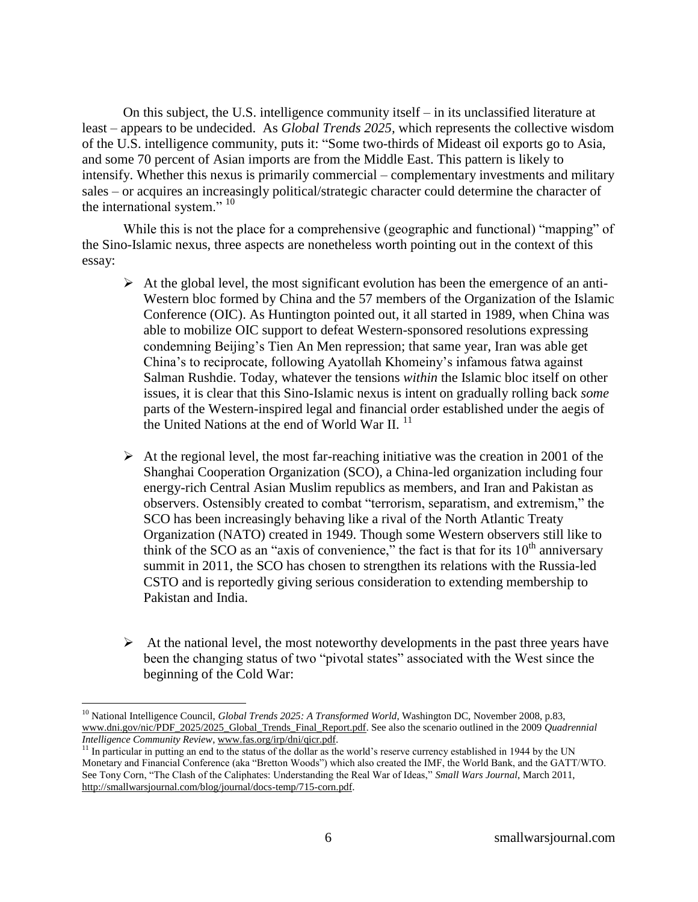On this subject, the U.S. intelligence community itself – in its unclassified literature at least – appears to be undecided. As *Global Trends 2025*, which represents the collective wisdom of the U.S. intelligence community, puts it: "Some two-thirds of Mideast oil exports go to Asia, and some 70 percent of Asian imports are from the Middle East. This pattern is likely to intensify. Whether this nexus is primarily commercial – complementary investments and military sales – or acquires an increasingly political/strategic character could determine the character of the international system." [10]

While this is not the place for a comprehensive (geographic and functional) "mapping" of the Sino-Islamic nexus, three aspects are nonetheless worth pointing out in the context of this essay:

- At the global level, the most significant evolution has been the emergence of an anti-Western bloc formed by China and the 57 members of the Organization of the Islamic Conference (OIC). As Huntington pointed out, it all started in 1989, when China was able to mobilize OIC support to defeat Western-sponsored resolutions expressing condemning Beijing's Tien An Men repression; that same year, Iran was able get China's to reciprocate, following Ayatollah Khomeiny's infamous fatwa against Salman Rushdie. Today, whatever the tensions *within* the Islamic bloc itself on other issues, it is clear that this Sino-Islamic nexus is intent on gradually rolling back *some* parts of the Western-inspired legal and financial order established under the aegis of the United Nations at the end of World War II. [11]

- At the regional level, the most far-reaching initiative was the creation in 2001 of the Shanghai Cooperation Organization (SCO), a China-led organization including four energy-rich Central Asian Muslim republics as members, and Iran and Pakistan as observers. Ostensibly created to combat "terrorism, separatism, and extremism," the SCO has been increasingly behaving like a rival of the North Atlantic Treaty Organization (NATO) created in 1949. Though some Western observers still like to think of the SCO as an "axis of convenience," the fact is that for its 10th anniversary summit in 2011, the SCO has chosen to strengthen its relations with the Russia-led CSTO and is reportedly giving serious consideration to extending membership to Pakistan and India.

- At the national level, the most noteworthy developments in the past three years have been the changing status of two "pivotal states" associated with the West since the beginning of the Cold War:

---

[10] National Intelligence Council, *Global Trends 2025: A Transformed World*, Washington DC, November 2008, p.83, www.dni.gov/nic/PDF_2025/2025_Global_Trends_Final_Report.pdf. See also the scenario outlined in the 2009 *Quadrennial Intelligence Community Review*, www.fas.org/irp/dni/qicr.pdf.

[11] In particular in putting an end to the status of the dollar as the world's reserve currency established in 1944 by the UN Monetary and Financial Conference (aka "Bretton Woods") which also created the IMF, the World Bank, and the GATT/WTO. See Tony Corn, "The Clash of the Caliphates: Understanding the Real War of Ideas," *Small Wars Journal*, March 2011, http://smallwarsjournal.com/blog/journal/docs-temp/715-corn.pdf.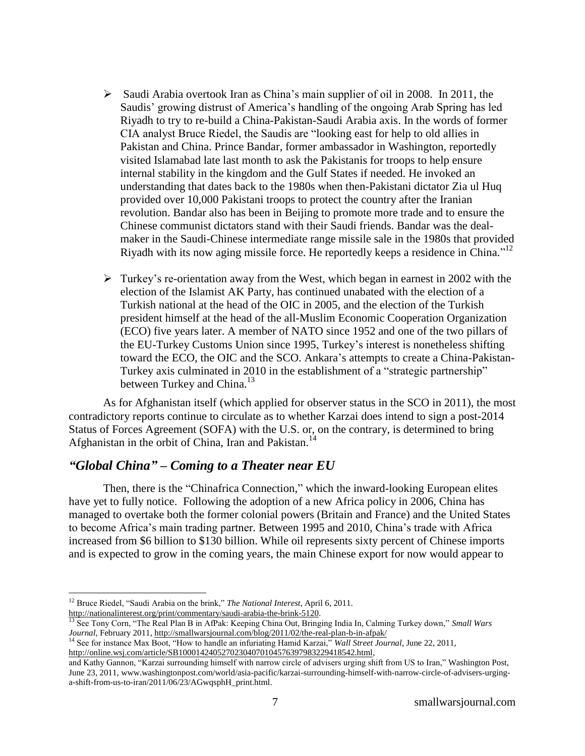- Saudi Arabia overtook Iran as China's main supplier of oil in 2008. In 2011, the Saudis' growing distrust of America's handling of the ongoing Arab Spring has led Riyadh to try to re-build a China-Pakistan-Saudi Arabia axis. In the words of former CIA analyst Bruce Riedel, the Saudis are "looking east for help to old allies in Pakistan and China. Prince Bandar, former ambassador in Washington, reportedly visited Islamabad late last month to ask the Pakistanis for troops to help ensure internal stability in the kingdom and the Gulf States if needed. He invoked an understanding that dates back to the 1980s when then-Pakistani dictator Zia ul Huq provided over 10,000 Pakistani troops to protect the country after the Iranian revolution. Bandar also has been in Beijing to promote more trade and to ensure the Chinese communist dictators stand with their Saudi friends. Bandar was the deal-maker in the Saudi-Chinese intermediate range missile sale in the 1980s that provided Riyadh with its now aging missile force. He reportedly keeps a residence in China."[12]

- Turkey's re-orientation away from the West, which began in earnest in 2002 with the election of the Islamist AK Party, has continued unabated with the election of a Turkish national at the head of the OIC in 2005, and the election of the Turkish president himself at the head of the all-Muslim Economic Cooperation Organization (ECO) five years later. A member of NATO since 1952 and one of the two pillars of the EU-Turkey Customs Union since 1995, Turkey's interest is nonetheless shifting toward the ECO, the OIC and the SCO. Ankara's attempts to create a China-Pakistan-Turkey axis culminated in 2010 in the establishment of a "strategic partnership" between Turkey and China.[13]

As for Afghanistan itself (which applied for observer status in the SCO in 2011), the most contradictory reports continue to circulate as to whether Karzai does intend to sign a post-2014 Status of Forces Agreement (SOFA) with the U.S. or, on the contrary, is determined to bring Afghanistan in the orbit of China, Iran and Pakistan.[14]

## *"Global China" – Coming to a Theater near EU*

Then, there is the "Chinafrica Connection," which the inward-looking European elites have yet to fully notice. Following the adoption of a new Africa policy in 2006, China has managed to overtake both the former colonial powers (Britain and France) and the United States to become Africa's main trading partner. Between 1995 and 2010, China's trade with Africa increased from $6 billion to $130 billion. While oil represents sixty percent of Chinese imports and is expected to grow in the coming years, the main Chinese export for now would appear to

---

[12] Bruce Riedel, "Saudi Arabia on the brink," *The National Interest*, April 6, 2011. http://nationalinterest.org/print/commentary/saudi-arabia-the-brink-5120.

[13] See Tony Corn, "The Real Plan B in AfPak: Keeping China Out, Bringing India In, Calming Turkey down," *Small Wars Journal*, February 2011, http://smallwarsjournal.com/blog/2011/02/the-real-plan-b-in-afpak/

[14] See for instance Max Boot, "How to handle an infuriating Hamid Karzai," *Wall Street Journal*, June 22, 2011, http://online.wsj.com/article/SB10001424052702304070104576397983229418542.html, and Kathy Gannon, "Karzai surrounding himself with narrow circle of advisers urging shift from US to Iran," Washington Post, June 23, 2011, www.washingtonpost.com/world/asia-pacific/karzai-surrounding-himself-with-narrow-circle-of-advisers-urging-a-shift-from-us-to-iran/2011/06/23/AGwqsphH_print.html.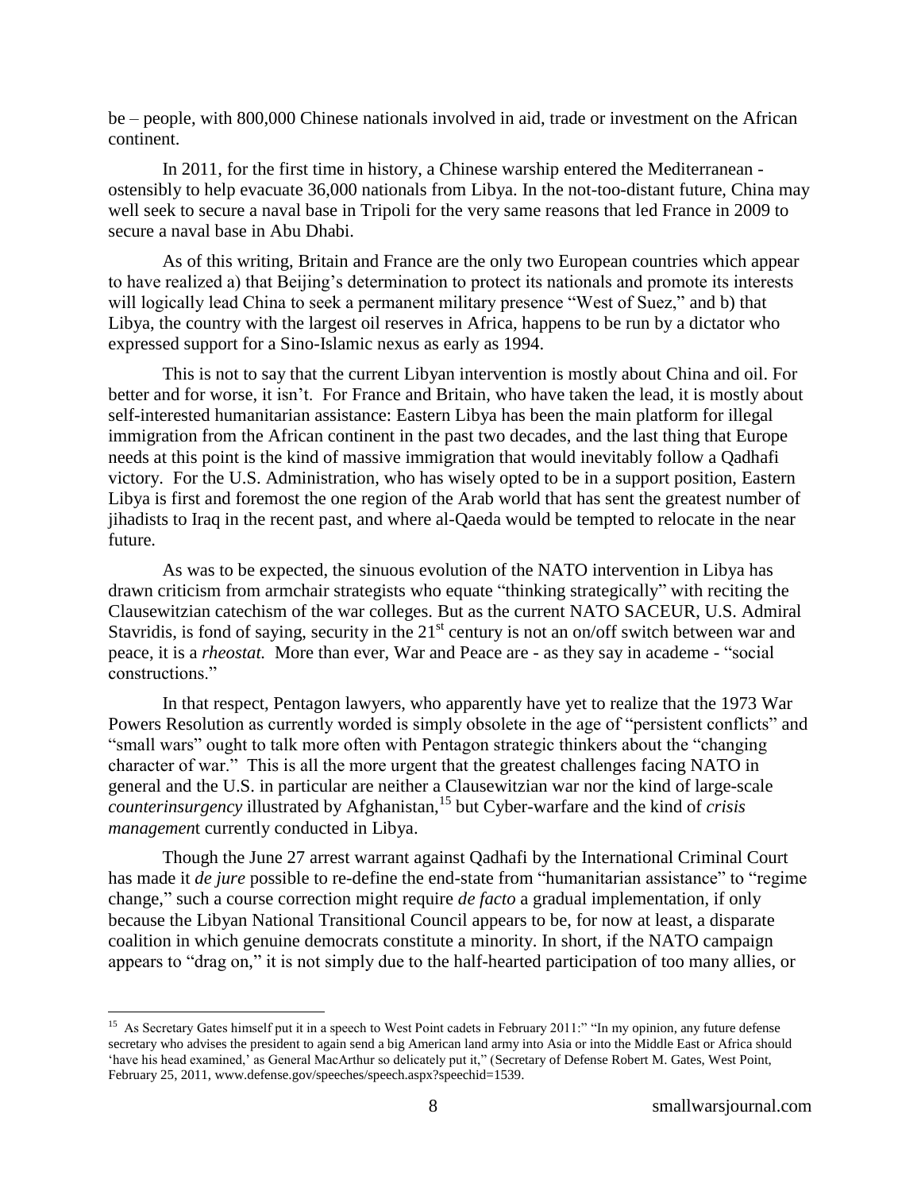be – people, with 800,000 Chinese nationals involved in aid, trade or investment on the African continent.

In 2011, for the first time in history, a Chinese warship entered the Mediterranean - ostensibly to help evacuate 36,000 nationals from Libya. In the not-too-distant future, China may well seek to secure a naval base in Tripoli for the very same reasons that led France in 2009 to secure a naval base in Abu Dhabi.

As of this writing, Britain and France are the only two European countries which appear to have realized a) that Beijing's determination to protect its nationals and promote its interests will logically lead China to seek a permanent military presence "West of Suez," and b) that Libya, the country with the largest oil reserves in Africa, happens to be run by a dictator who expressed support for a Sino-Islamic nexus as early as 1994.

This is not to say that the current Libyan intervention is mostly about China and oil. For better and for worse, it isn't. For France and Britain, who have taken the lead, it is mostly about self-interested humanitarian assistance: Eastern Libya has been the main platform for illegal immigration from the African continent in the past two decades, and the last thing that Europe needs at this point is the kind of massive immigration that would inevitably follow a Qadhafi victory. For the U.S. Administration, who has wisely opted to be in a support position, Eastern Libya is first and foremost the one region of the Arab world that has sent the greatest number of jihadists to Iraq in the recent past, and where al-Qaeda would be tempted to relocate in the near future.

As was to be expected, the sinuous evolution of the NATO intervention in Libya has drawn criticism from armchair strategists who equate "thinking strategically" with reciting the Clausewitzian catechism of the war colleges. But as the current NATO SACEUR, U.S. Admiral Stavridis, is fond of saying, security in the 21st century is not an on/off switch between war and peace, it is a *rheostat.* More than ever, War and Peace are - as they say in academe - "social constructions."

In that respect, Pentagon lawyers, who apparently have yet to realize that the 1973 War Powers Resolution as currently worded is simply obsolete in the age of "persistent conflicts" and "small wars" ought to talk more often with Pentagon strategic thinkers about the "changing character of war." This is all the more urgent that the greatest challenges facing NATO in general and the U.S. in particular are neither a Clausewitzian war nor the kind of large-scale *counterinsurgency* illustrated by Afghanistan,[15] but Cyber-warfare and the kind of *crisis management* currently conducted in Libya.

Though the June 27 arrest warrant against Qadhafi by the International Criminal Court has made it *de jure* possible to re-define the end-state from "humanitarian assistance" to "regime change," such a course correction might require *de facto* a gradual implementation, if only because the Libyan National Transitional Council appears to be, for now at least, a disparate coalition in which genuine democrats constitute a minority. In short, if the NATO campaign appears to "drag on," it is not simply due to the half-hearted participation of too many allies, or

---

[15] As Secretary Gates himself put it in a speech to West Point cadets in February 2011:" "In my opinion, any future defense secretary who advises the president to again send a big American land army into Asia or into the Middle East or Africa should 'have his head examined,' as General MacArthur so delicately put it," (Secretary of Defense Robert M. Gates, West Point, February 25, 2011, www.defense.gov/speeches/speech.aspx?speechid=1539.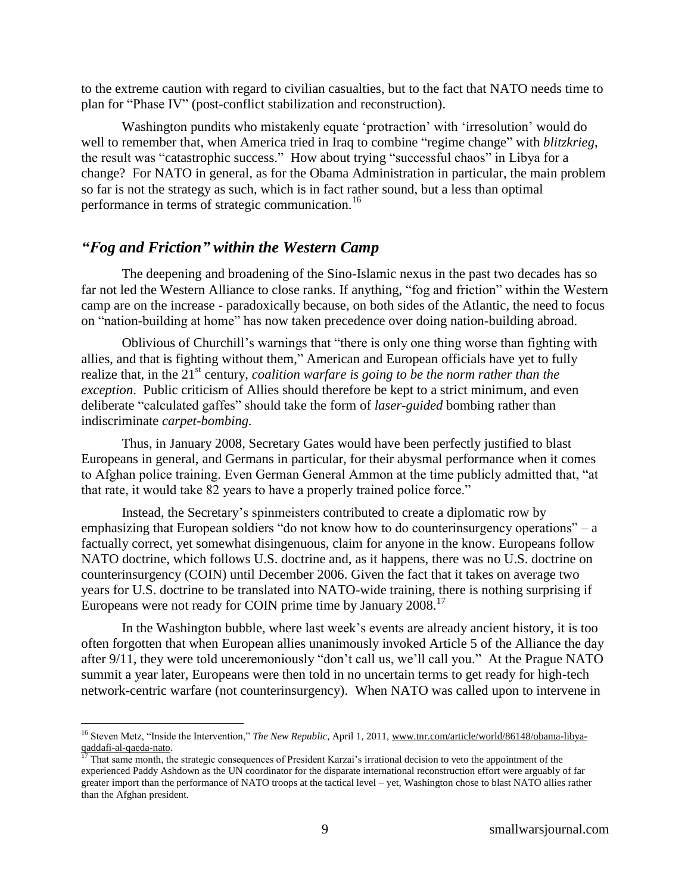to the extreme caution with regard to civilian casualties, but to the fact that NATO needs time to plan for "Phase IV" (post-conflict stabilization and reconstruction).

Washington pundits who mistakenly equate 'protraction' with 'irresolution' would do well to remember that, when America tried in Iraq to combine "regime change" with *blitzkrieg*, the result was "catastrophic success." How about trying "successful chaos" in Libya for a change? For NATO in general, as for the Obama Administration in particular, the main problem so far is not the strategy as such, which is in fact rather sound, but a less than optimal performance in terms of strategic communication.[16]

## *"Fog and Friction" within the Western Camp*

The deepening and broadening of the Sino-Islamic nexus in the past two decades has so far not led the Western Alliance to close ranks. If anything, "fog and friction" within the Western camp are on the increase - paradoxically because, on both sides of the Atlantic, the need to focus on "nation-building at home" has now taken precedence over doing nation-building abroad.

Oblivious of Churchill's warnings that "there is only one thing worse than fighting with allies, and that is fighting without them," American and European officials have yet to fully realize that, in the 21st century, *coalition warfare is going to be the norm rather than the exception*. Public criticism of Allies should therefore be kept to a strict minimum, and even deliberate "calculated gaffes" should take the form of *laser-guided* bombing rather than indiscriminate *carpet-bombing.*

Thus, in January 2008, Secretary Gates would have been perfectly justified to blast Europeans in general, and Germans in particular, for their abysmal performance when it comes to Afghan police training. Even German General Ammon at the time publicly admitted that, "at that rate, it would take 82 years to have a properly trained police force."

Instead, the Secretary's spinmeisters contributed to create a diplomatic row by emphasizing that European soldiers "do not know how to do counterinsurgency operations" – a factually correct, yet somewhat disingenuous, claim for anyone in the know. Europeans follow NATO doctrine, which follows U.S. doctrine and, as it happens, there was no U.S. doctrine on counterinsurgency (COIN) until December 2006. Given the fact that it takes on average two years for U.S. doctrine to be translated into NATO-wide training, there is nothing surprising if Europeans were not ready for COIN prime time by January 2008.[17]

In the Washington bubble, where last week's events are already ancient history, it is too often forgotten that when European allies unanimously invoked Article 5 of the Alliance the day after 9/11, they were told unceremoniously "don't call us, we'll call you." At the Prague NATO summit a year later, Europeans were then told in no uncertain terms to get ready for high-tech network-centric warfare (not counterinsurgency). When NATO was called upon to intervene in

---

[16] Steven Metz, "Inside the Intervention," *The New Republic*, April 1, 2011, www.tnr.com/article/world/86148/obama-libya-qaddafi-al-qaeda-nato.

[17] That same month, the strategic consequences of President Karzai's irrational decision to veto the appointment of the experienced Paddy Ashdown as the UN coordinator for the disparate international reconstruction effort were arguably of far greater import than the performance of NATO troops at the tactical level – yet, Washington chose to blast NATO allies rather than the Afghan president.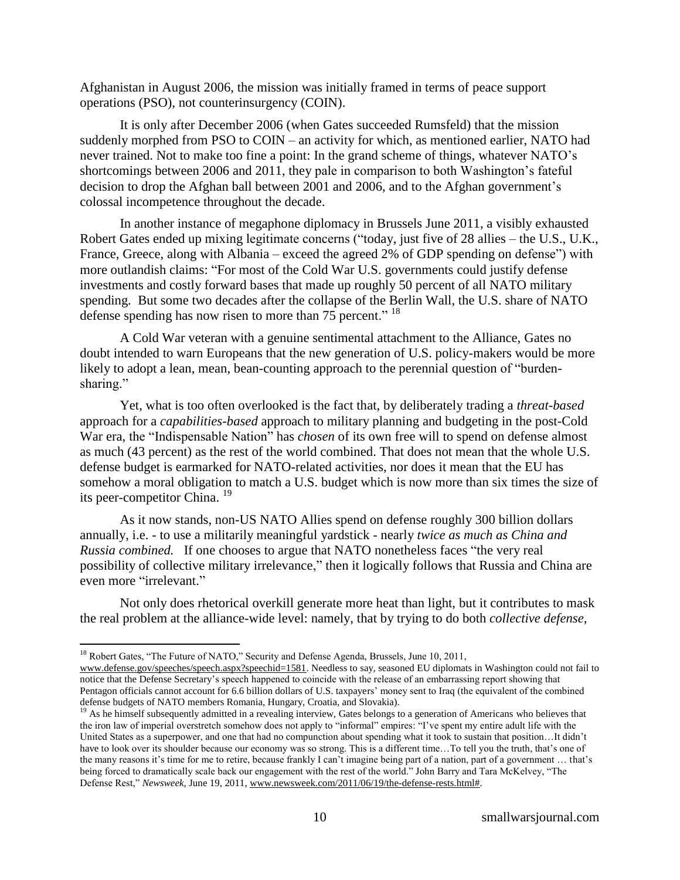Afghanistan in August 2006, the mission was initially framed in terms of peace support operations (PSO), not counterinsurgency (COIN).

It is only after December 2006 (when Gates succeeded Rumsfeld) that the mission suddenly morphed from PSO to COIN – an activity for which, as mentioned earlier, NATO had never trained. Not to make too fine a point: In the grand scheme of things, whatever NATO's shortcomings between 2006 and 2011, they pale in comparison to both Washington's fateful decision to drop the Afghan ball between 2001 and 2006, and to the Afghan government's colossal incompetence throughout the decade.

In another instance of megaphone diplomacy in Brussels June 2011, a visibly exhausted Robert Gates ended up mixing legitimate concerns ("today, just five of 28 allies – the U.S., U.K., France, Greece, along with Albania – exceed the agreed 2% of GDP spending on defense") with more outlandish claims: "For most of the Cold War U.S. governments could justify defense investments and costly forward bases that made up roughly 50 percent of all NATO military spending. But some two decades after the collapse of the Berlin Wall, the U.S. share of NATO defense spending has now risen to more than 75 percent." [18]

A Cold War veteran with a genuine sentimental attachment to the Alliance, Gates no doubt intended to warn Europeans that the new generation of U.S. policy-makers would be more likely to adopt a lean, mean, bean-counting approach to the perennial question of "burden-sharing."

Yet, what is too often overlooked is the fact that, by deliberately trading a *threat-based* approach for a *capabilities-based* approach to military planning and budgeting in the post-Cold War era, the "Indispensable Nation" has *chosen* of its own free will to spend on defense almost as much (43 percent) as the rest of the world combined. That does not mean that the whole U.S. defense budget is earmarked for NATO-related activities, nor does it mean that the EU has somehow a moral obligation to match a U.S. budget which is now more than six times the size of its peer-competitor China. [19]

As it now stands, non-US NATO Allies spend on defense roughly 300 billion dollars annually, i.e. - to use a militarily meaningful yardstick - nearly *twice as much as China and Russia combined.* If one chooses to argue that NATO nonetheless faces "the very real possibility of collective military irrelevance," then it logically follows that Russia and China are even more "irrelevant."

Not only does rhetorical overkill generate more heat than light, but it contributes to mask the real problem at the alliance-wide level: namely, that by trying to do both *collective defense,*

---

[18] Robert Gates, "The Future of NATO," Security and Defense Agenda, Brussels, June 10, 2011, www.defense.gov/speeches/speech.aspx?speechid=1581. Needless to say, seasoned EU diplomats in Washington could not fail to notice that the Defense Secretary's speech happened to coincide with the release of an embarrassing report showing that Pentagon officials cannot account for 6.6 billion dollars of U.S. taxpayers' money sent to Iraq (the equivalent of the combined defense budgets of NATO members Romania, Hungary, Croatia, and Slovakia).

[19] As he himself subsequently admitted in a revealing interview, Gates belongs to a generation of Americans who believes that the iron law of imperial overstretch somehow does not apply to "informal" empires: "I've spent my entire adult life with the United States as a superpower, and one that had no compunction about spending what it took to sustain that position…It didn't have to look over its shoulder because our economy was so strong. This is a different time…To tell you the truth, that's one of the many reasons it's time for me to retire, because frankly I can't imagine being part of a nation, part of a government … that's being forced to dramatically scale back our engagement with the rest of the world." John Barry and Tara McKelvey, "The Defense Rest," *Newsweek*, June 19, 2011, www.newsweek.com/2011/06/19/the-defense-rests.html#.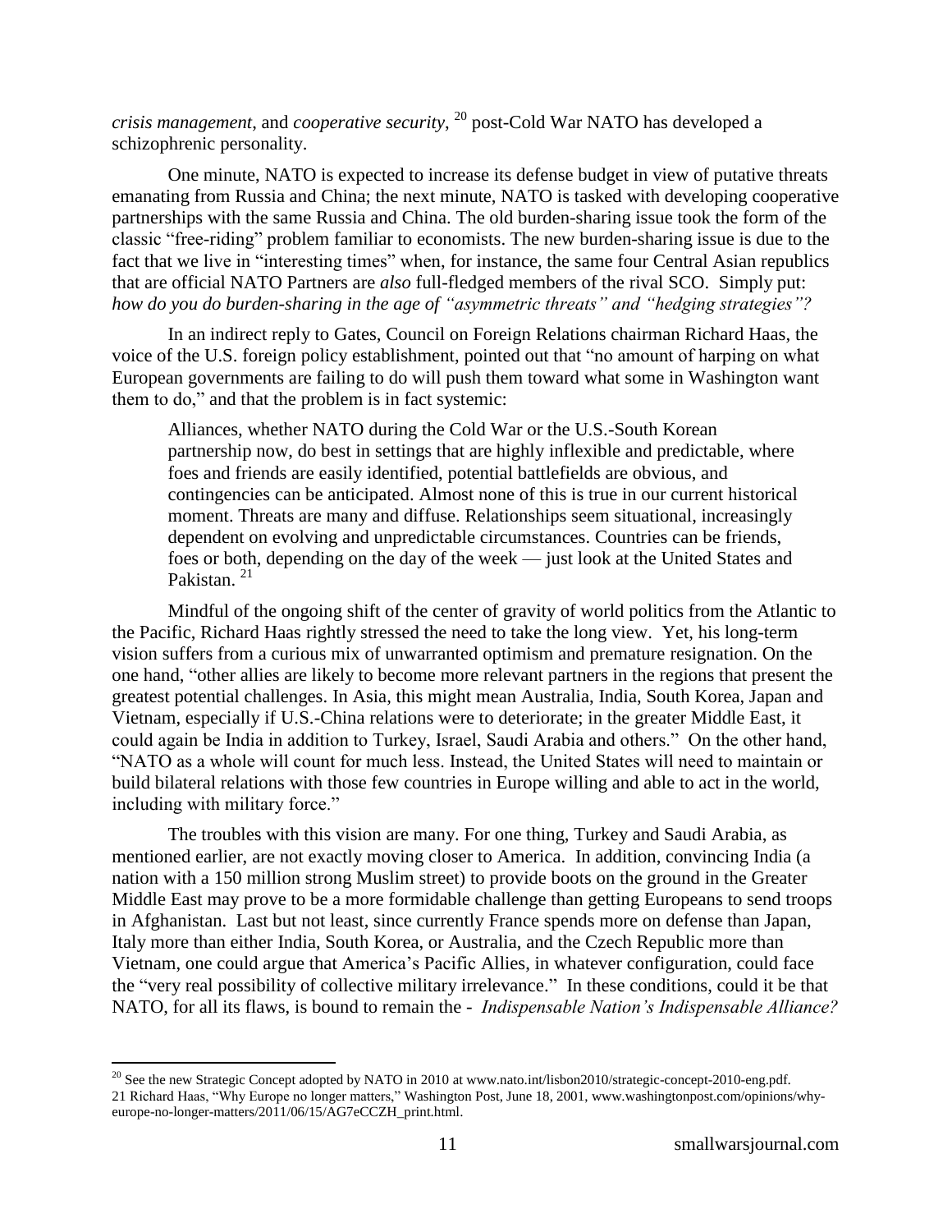*crisis management*, and *cooperative security*, [20] post-Cold War NATO has developed a schizophrenic personality.

One minute, NATO is expected to increase its defense budget in view of putative threats emanating from Russia and China; the next minute, NATO is tasked with developing cooperative partnerships with the same Russia and China. The old burden-sharing issue took the form of the classic "free-riding" problem familiar to economists. The new burden-sharing issue is due to the fact that we live in "interesting times" when, for instance, the same four Central Asian republics that are official NATO Partners are *also* full-fledged members of the rival SCO. Simply put: *how do you do burden-sharing in the age of "asymmetric threats" and "hedging strategies"?*

In an indirect reply to Gates, Council on Foreign Relations chairman Richard Haas, the voice of the U.S. foreign policy establishment, pointed out that "no amount of harping on what European governments are failing to do will push them toward what some in Washington want them to do," and that the problem is in fact systemic:

> Alliances, whether NATO during the Cold War or the U.S.-South Korean partnership now, do best in settings that are highly inflexible and predictable, where foes and friends are easily identified, potential battlefields are obvious, and contingencies can be anticipated. Almost none of this is true in our current historical moment. Threats are many and diffuse. Relationships seem situational, increasingly dependent on evolving and unpredictable circumstances. Countries can be friends, foes or both, depending on the day of the week — just look at the United States and Pakistan. [21]

Mindful of the ongoing shift of the center of gravity of world politics from the Atlantic to the Pacific, Richard Haas rightly stressed the need to take the long view. Yet, his long-term vision suffers from a curious mix of unwarranted optimism and premature resignation. On the one hand, "other allies are likely to become more relevant partners in the regions that present the greatest potential challenges. In Asia, this might mean Australia, India, South Korea, Japan and Vietnam, especially if U.S.-China relations were to deteriorate; in the greater Middle East, it could again be India in addition to Turkey, Israel, Saudi Arabia and others." On the other hand, "NATO as a whole will count for much less. Instead, the United States will need to maintain or build bilateral relations with those few countries in Europe willing and able to act in the world, including with military force."

The troubles with this vision are many. For one thing, Turkey and Saudi Arabia, as mentioned earlier, are not exactly moving closer to America. In addition, convincing India (a nation with a 150 million strong Muslim street) to provide boots on the ground in the Greater Middle East may prove to be a more formidable challenge than getting Europeans to send troops in Afghanistan. Last but not least, since currently France spends more on defense than Japan, Italy more than either India, South Korea, or Australia, and the Czech Republic more than Vietnam, one could argue that America's Pacific Allies, in whatever configuration, could face the "very real possibility of collective military irrelevance." In these conditions, could it be that NATO, for all its flaws, is bound to remain the - *Indispensable Nation's Indispensable Alliance?*

---

[20] See the new Strategic Concept adopted by NATO in 2010 at www.nato.int/lisbon2010/strategic-concept-2010-eng.pdf.

[21] Richard Haas, "Why Europe no longer matters," Washington Post, June 18, 2001, www.washingtonpost.com/opinions/why-europe-no-longer-matters/2011/06/15/AG7eCCZH_print.html.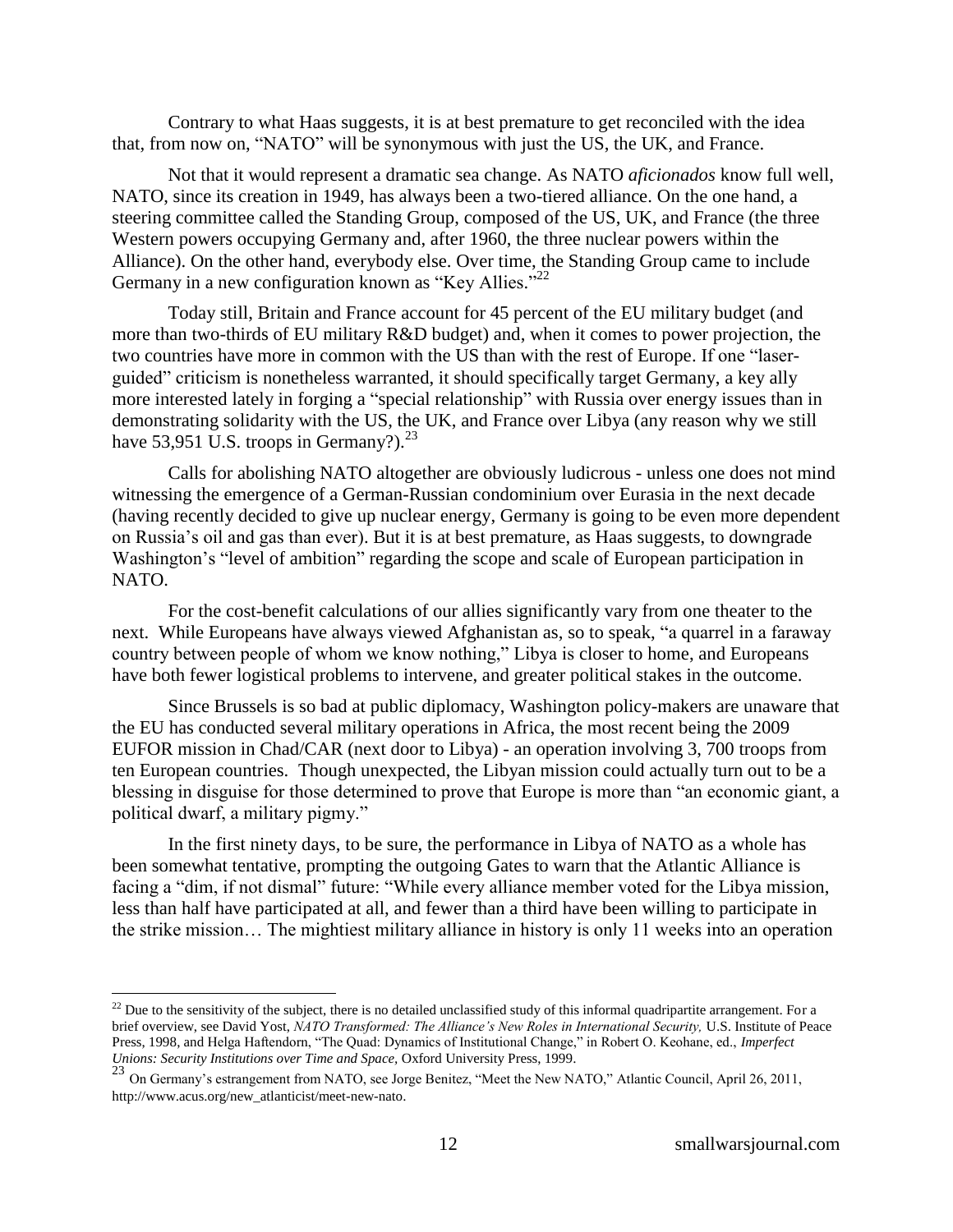Contrary to what Haas suggests, it is at best premature to get reconciled with the idea that, from now on, "NATO" will be synonymous with just the US, the UK, and France.

Not that it would represent a dramatic sea change. As NATO *aficionados* know full well, NATO, since its creation in 1949, has always been a two-tiered alliance. On the one hand, a steering committee called the Standing Group, composed of the US, UK, and France (the three Western powers occupying Germany and, after 1960, the three nuclear powers within the Alliance). On the other hand, everybody else. Over time, the Standing Group came to include Germany in a new configuration known as "Key Allies."[22]

Today still, Britain and France account for 45 percent of the EU military budget (and more than two-thirds of EU military R&D budget) and, when it comes to power projection, the two countries have more in common with the US than with the rest of Europe. If one "laser-guided" criticism is nonetheless warranted, it should specifically target Germany, a key ally more interested lately in forging a "special relationship" with Russia over energy issues than in demonstrating solidarity with the US, the UK, and France over Libya (any reason why we still have 53,951 U.S. troops in Germany?).[23]

Calls for abolishing NATO altogether are obviously ludicrous - unless one does not mind witnessing the emergence of a German-Russian condominium over Eurasia in the next decade (having recently decided to give up nuclear energy, Germany is going to be even more dependent on Russia's oil and gas than ever). But it is at best premature, as Haas suggests, to downgrade Washington's "level of ambition" regarding the scope and scale of European participation in NATO.

For the cost-benefit calculations of our allies significantly vary from one theater to the next. While Europeans have always viewed Afghanistan as, so to speak, "a quarrel in a faraway country between people of whom we know nothing," Libya is closer to home, and Europeans have both fewer logistical problems to intervene, and greater political stakes in the outcome.

Since Brussels is so bad at public diplomacy, Washington policy-makers are unaware that the EU has conducted several military operations in Africa, the most recent being the 2009 EUFOR mission in Chad/CAR (next door to Libya) - an operation involving 3, 700 troops from ten European countries. Though unexpected, the Libyan mission could actually turn out to be a blessing in disguise for those determined to prove that Europe is more than "an economic giant, a political dwarf, a military pigmy."

In the first ninety days, to be sure, the performance in Libya of NATO as a whole has been somewhat tentative, prompting the outgoing Gates to warn that the Atlantic Alliance is facing a "dim, if not dismal" future: "While every alliance member voted for the Libya mission, less than half have participated at all, and fewer than a third have been willing to participate in the strike mission… The mightiest military alliance in history is only 11 weeks into an operation

---

[22] Due to the sensitivity of the subject, there is no detailed unclassified study of this informal quadripartite arrangement. For a brief overview, see David Yost, *NATO Transformed: The Alliance's New Roles in International Security,* U.S. Institute of Peace Press, 1998, and Helga Haftendorn, "The Quad: Dynamics of Institutional Change," in Robert O. Keohane, ed., *Imperfect Unions: Security Institutions over Time and Space,* Oxford University Press, 1999.

[23] On Germany's estrangement from NATO, see Jorge Benitez, "Meet the New NATO," Atlantic Council, April 26, 2011, http://www.acus.org/new_atlanticist/meet-new-nato.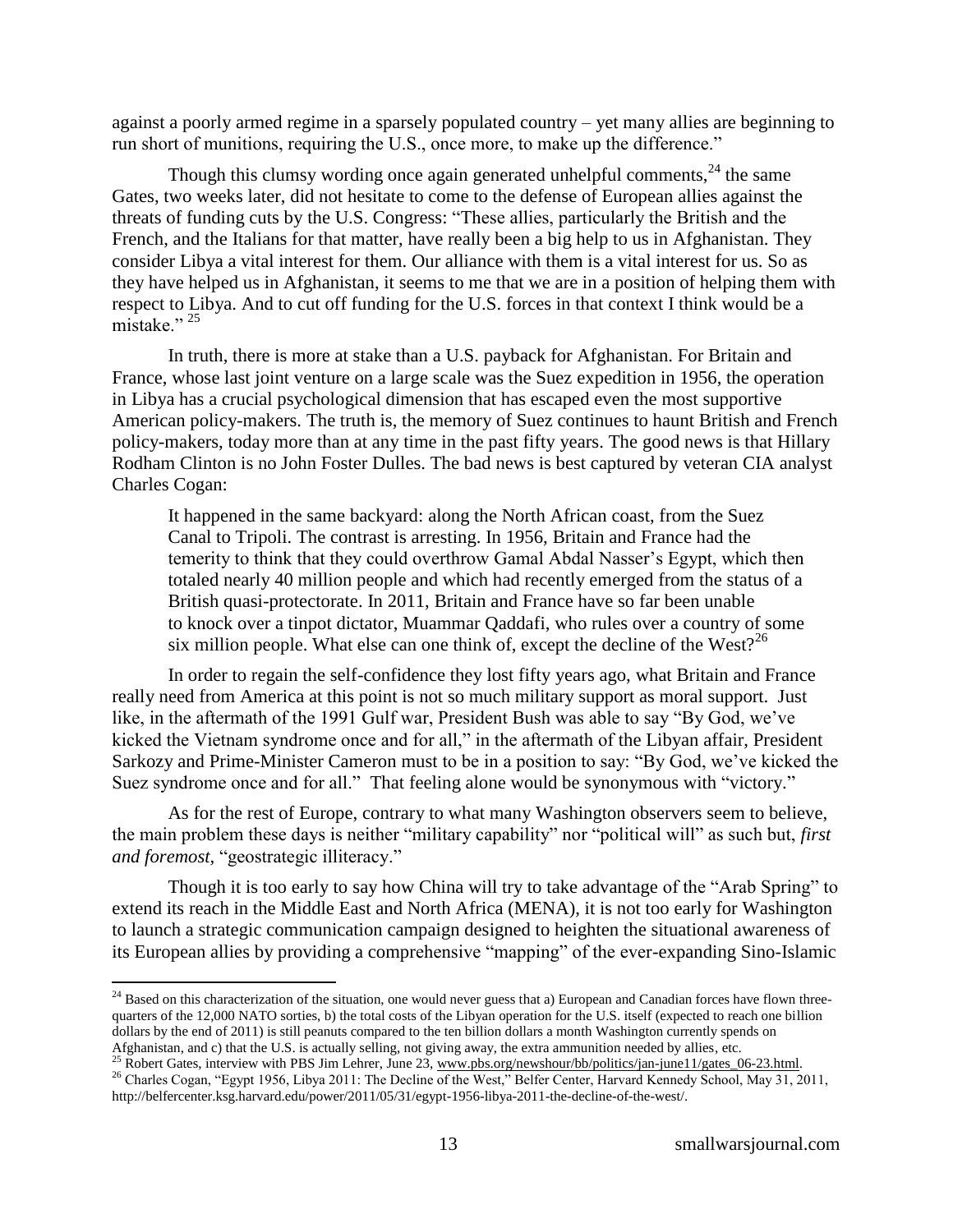against a poorly armed regime in a sparsely populated country – yet many allies are beginning to run short of munitions, requiring the U.S., once more, to make up the difference."

Though this clumsy wording once again generated unhelpful comments,[24] the same Gates, two weeks later, did not hesitate to come to the defense of European allies against the threats of funding cuts by the U.S. Congress: "These allies, particularly the British and the French, and the Italians for that matter, have really been a big help to us in Afghanistan. They consider Libya a vital interest for them. Our alliance with them is a vital interest for us. So as they have helped us in Afghanistan, it seems to me that we are in a position of helping them with respect to Libya. And to cut off funding for the U.S. forces in that context I think would be a mistake."[25]

In truth, there is more at stake than a U.S. payback for Afghanistan. For Britain and France, whose last joint venture on a large scale was the Suez expedition in 1956, the operation in Libya has a crucial psychological dimension that has escaped even the most supportive American policy-makers. The truth is, the memory of Suez continues to haunt British and French policy-makers, today more than at any time in the past fifty years. The good news is that Hillary Rodham Clinton is no John Foster Dulles. The bad news is best captured by veteran CIA analyst Charles Cogan:

> It happened in the same backyard: along the North African coast, from the Suez Canal to Tripoli. The contrast is arresting. In 1956, Britain and France had the temerity to think that they could overthrow Gamal Abdal Nasser's Egypt, which then totaled nearly 40 million people and which had recently emerged from the status of a British quasi-protectorate. In 2011, Britain and France have so far been unable to knock over a tinpot dictator, Muammar Qaddafi, who rules over a country of some six million people. What else can one think of, except the decline of the West?[26]

In order to regain the self-confidence they lost fifty years ago, what Britain and France really need from America at this point is not so much military support as moral support. Just like, in the aftermath of the 1991 Gulf war, President Bush was able to say "By God, we've kicked the Vietnam syndrome once and for all," in the aftermath of the Libyan affair, President Sarkozy and Prime-Minister Cameron must to be in a position to say: "By God, we've kicked the Suez syndrome once and for all." That feeling alone would be synonymous with "victory."

As for the rest of Europe, contrary to what many Washington observers seem to believe, the main problem these days is neither "military capability" nor "political will" as such but, *first and foremost,* "geostrategic illiteracy."

Though it is too early to say how China will try to take advantage of the "Arab Spring" to extend its reach in the Middle East and North Africa (MENA), it is not too early for Washington to launch a strategic communication campaign designed to heighten the situational awareness of its European allies by providing a comprehensive "mapping" of the ever-expanding Sino-Islamic

---

[24] Based on this characterization of the situation, one would never guess that a) European and Canadian forces have flown three-quarters of the 12,000 NATO sorties, b) the total costs of the Libyan operation for the U.S. itself (expected to reach one billion dollars by the end of 2011) is still peanuts compared to the ten billion dollars a month Washington currently spends on Afghanistan, and c) that the U.S. is actually selling, not giving away, the extra ammunition needed by allies, etc.

[25] Robert Gates, interview with PBS Jim Lehrer, June 23, www.pbs.org/newshour/bb/politics/jan-june11/gates_06-23.html.

[26] Charles Cogan, "Egypt 1956, Libya 2011: The Decline of the West," Belfer Center, Harvard Kennedy School, May 31, 2011, http://belfercenter.ksg.harvard.edu/power/2011/05/31/egypt-1956-libya-2011-the-decline-of-the-west/.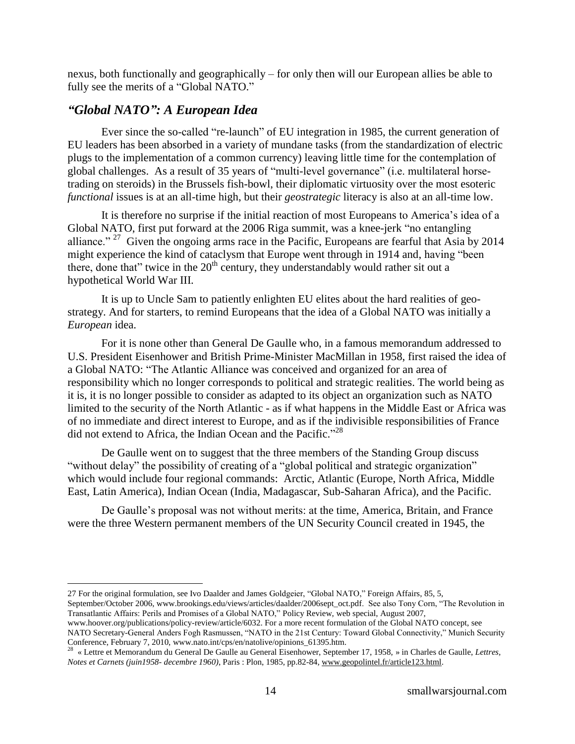nexus, both functionally and geographically – for only then will our European allies be able to fully see the merits of a "Global NATO."

## *"Global NATO": A European Idea*

Ever since the so-called "re-launch" of EU integration in 1985, the current generation of EU leaders has been absorbed in a variety of mundane tasks (from the standardization of electric plugs to the implementation of a common currency) leaving little time for the contemplation of global challenges. As a result of 35 years of "multi-level governance" (i.e. multilateral horse-trading on steroids) in the Brussels fish-bowl, their diplomatic virtuosity over the most esoteric *functional* issues is at an all-time high, but their *geostrategic* literacy is also at an all-time low.

It is therefore no surprise if the initial reaction of most Europeans to America's idea of a Global NATO, first put forward at the 2006 Riga summit, was a knee-jerk "no entangling alliance." [27] Given the ongoing arms race in the Pacific, Europeans are fearful that Asia by 2014 might experience the kind of cataclysm that Europe went through in 1914 and, having "been there, done that" twice in the 20th century, they understandably would rather sit out a hypothetical World War III.

It is up to Uncle Sam to patiently enlighten EU elites about the hard realities of geo-strategy. And for starters, to remind Europeans that the idea of a Global NATO was initially a *European* idea.

For it is none other than General De Gaulle who, in a famous memorandum addressed to U.S. President Eisenhower and British Prime-Minister MacMillan in 1958, first raised the idea of a Global NATO: "The Atlantic Alliance was conceived and organized for an area of responsibility which no longer corresponds to political and strategic realities. The world being as it is, it is no longer possible to consider as adapted to its object an organization such as NATO limited to the security of the North Atlantic - as if what happens in the Middle East or Africa was of no immediate and direct interest to Europe, and as if the indivisible responsibilities of France did not extend to Africa, the Indian Ocean and the Pacific."[28]

De Gaulle went on to suggest that the three members of the Standing Group discuss "without delay" the possibility of creating of a "global political and strategic organization" which would include four regional commands: Arctic, Atlantic (Europe, North Africa, Middle East, Latin America), Indian Ocean (India, Madagascar, Sub-Saharan Africa), and the Pacific.

De Gaulle's proposal was not without merits: at the time, America, Britain, and France were the three Western permanent members of the UN Security Council created in 1945, the

---

27 For the original formulation, see Ivo Daalder and James Goldgeier, "Global NATO," Foreign Affairs, 85, 5, September/October 2006, www.brookings.edu/views/articles/daalder/2006sept_oct.pdf. See also Tony Corn, "The Revolution in Transatlantic Affairs: Perils and Promises of a Global NATO," Policy Review, web special, August 2007, www.hoover.org/publications/policy-review/article/6032. For a more recent formulation of the Global NATO concept, see NATO Secretary-General Anders Fogh Rasmussen, "NATO in the 21st Century: Toward Global Connectivity," Munich Security Conference, February 7, 2010, www.nato.int/cps/en/natolive/opinions_61395.htm.

28 « Lettre et Memorandum du General De Gaulle au General Eisenhower, September 17, 1958, » in Charles de Gaulle, *Lettres, Notes et Carnets (juin1958- decembre 1960)*, Paris : Plon, 1985, pp.82-84, www.geopolintel.fr/article123.html.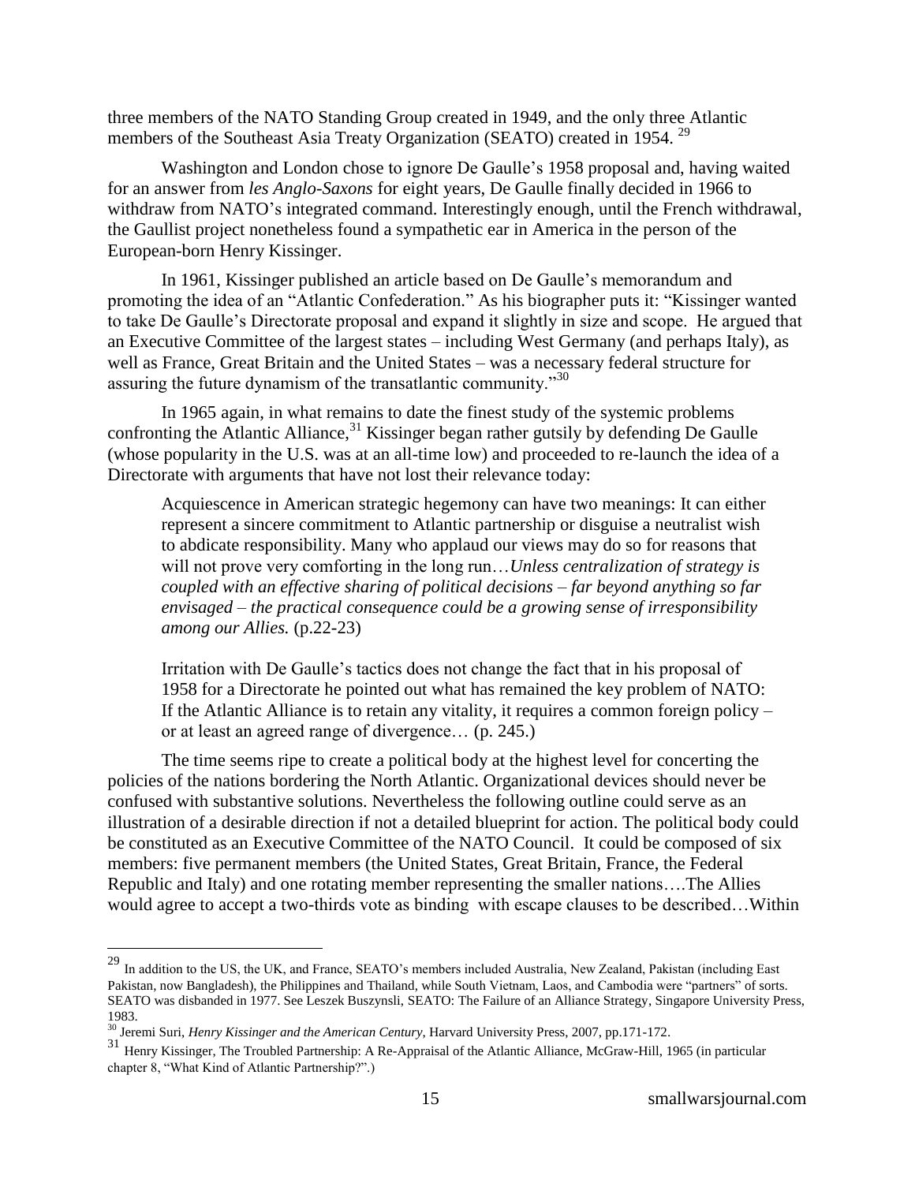three members of the NATO Standing Group created in 1949, and the only three Atlantic members of the Southeast Asia Treaty Organization (SEATO) created in 1954. [29]

Washington and London chose to ignore De Gaulle's 1958 proposal and, having waited for an answer from *les Anglo-Saxons* for eight years, De Gaulle finally decided in 1966 to withdraw from NATO's integrated command. Interestingly enough, until the French withdrawal, the Gaullist project nonetheless found a sympathetic ear in America in the person of the European-born Henry Kissinger.

In 1961, Kissinger published an article based on De Gaulle's memorandum and promoting the idea of an "Atlantic Confederation." As his biographer puts it: "Kissinger wanted to take De Gaulle's Directorate proposal and expand it slightly in size and scope. He argued that an Executive Committee of the largest states – including West Germany (and perhaps Italy), as well as France, Great Britain and the United States – was a necessary federal structure for assuring the future dynamism of the transatlantic community."[30]

In 1965 again, in what remains to date the finest study of the systemic problems confronting the Atlantic Alliance,[31] Kissinger began rather gutsily by defending De Gaulle (whose popularity in the U.S. was at an all-time low) and proceeded to re-launch the idea of a Directorate with arguments that have not lost their relevance today:

> Acquiescence in American strategic hegemony can have two meanings: It can either represent a sincere commitment to Atlantic partnership or disguise a neutralist wish to abdicate responsibility. Many who applaud our views may do so for reasons that will not prove very comforting in the long run…*Unless centralization of strategy is coupled with an effective sharing of political decisions – far beyond anything so far envisaged – the practical consequence could be a growing sense of irresponsibility among our Allies.* (p.22-23)
>
> Irritation with De Gaulle's tactics does not change the fact that in his proposal of 1958 for a Directorate he pointed out what has remained the key problem of NATO: If the Atlantic Alliance is to retain any vitality, it requires a common foreign policy – or at least an agreed range of divergence… (p. 245.)

The time seems ripe to create a political body at the highest level for concerting the policies of the nations bordering the North Atlantic. Organizational devices should never be confused with substantive solutions. Nevertheless the following outline could serve as an illustration of a desirable direction if not a detailed blueprint for action. The political body could be constituted as an Executive Committee of the NATO Council. It could be composed of six members: five permanent members (the United States, Great Britain, France, the Federal Republic and Italy) and one rotating member representing the smaller nations….The Allies would agree to accept a two-thirds vote as binding with escape clauses to be described…Within

---

[29] In addition to the US, the UK, and France, SEATO's members included Australia, New Zealand, Pakistan (including East Pakistan, now Bangladesh), the Philippines and Thailand, while South Vietnam, Laos, and Cambodia were "partners" of sorts. SEATO was disbanded in 1977. See Leszek Buszynsli, SEATO: The Failure of an Alliance Strategy, Singapore University Press, 1983.

[30] Jeremi Suri, *Henry Kissinger and the American Century*, Harvard University Press, 2007, pp.171-172.

[31] Henry Kissinger, The Troubled Partnership: A Re-Appraisal of the Atlantic Alliance, McGraw-Hill, 1965 (in particular chapter 8, "What Kind of Atlantic Partnership?".)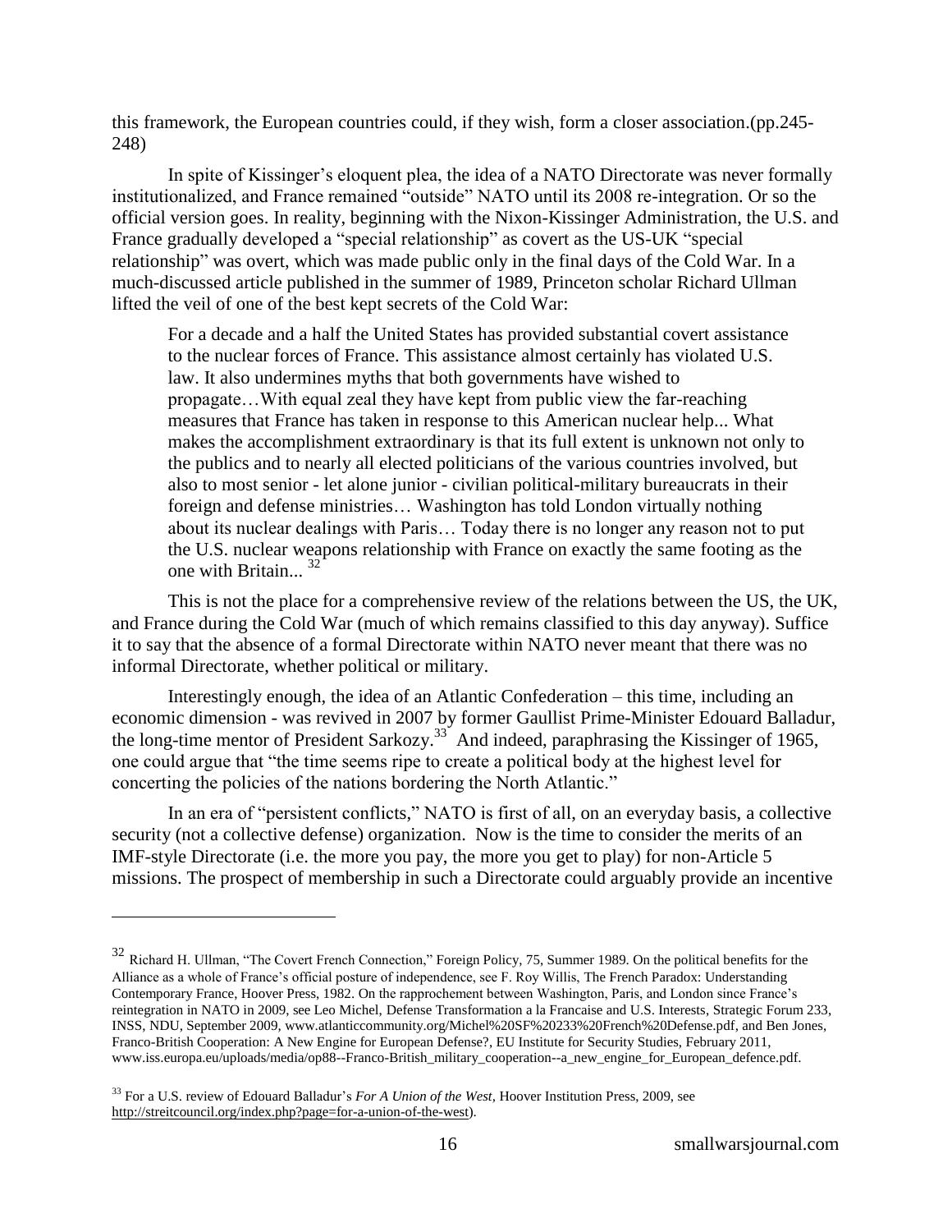this framework, the European countries could, if they wish, form a closer association.(pp.245-248)

In spite of Kissinger's eloquent plea, the idea of a NATO Directorate was never formally institutionalized, and France remained "outside" NATO until its 2008 re-integration. Or so the official version goes. In reality, beginning with the Nixon-Kissinger Administration, the U.S. and France gradually developed a "special relationship" as covert as the US-UK "special relationship" was overt, which was made public only in the final days of the Cold War. In a much-discussed article published in the summer of 1989, Princeton scholar Richard Ullman lifted the veil of one of the best kept secrets of the Cold War:

> For a decade and a half the United States has provided substantial covert assistance to the nuclear forces of France. This assistance almost certainly has violated U.S. law. It also undermines myths that both governments have wished to propagate…With equal zeal they have kept from public view the far-reaching measures that France has taken in response to this American nuclear help... What makes the accomplishment extraordinary is that its full extent is unknown not only to the publics and to nearly all elected politicians of the various countries involved, but also to most senior - let alone junior - civilian political-military bureaucrats in their foreign and defense ministries… Washington has told London virtually nothing about its nuclear dealings with Paris… Today there is no longer any reason not to put the U.S. nuclear weapons relationship with France on exactly the same footing as the one with Britain... [32]

This is not the place for a comprehensive review of the relations between the US, the UK, and France during the Cold War (much of which remains classified to this day anyway). Suffice it to say that the absence of a formal Directorate within NATO never meant that there was no informal Directorate, whether political or military.

Interestingly enough, the idea of an Atlantic Confederation – this time, including an economic dimension - was revived in 2007 by former Gaullist Prime-Minister Edouard Balladur, the long-time mentor of President Sarkozy.[33] And indeed, paraphrasing the Kissinger of 1965, one could argue that "the time seems ripe to create a political body at the highest level for concerting the policies of the nations bordering the North Atlantic."

In an era of "persistent conflicts," NATO is first of all, on an everyday basis, a collective security (not a collective defense) organization. Now is the time to consider the merits of an IMF-style Directorate (i.e. the more you pay, the more you get to play) for non-Article 5 missions. The prospect of membership in such a Directorate could arguably provide an incentive

---

[32] Richard H. Ullman, "The Covert French Connection," Foreign Policy, 75, Summer 1989. On the political benefits for the Alliance as a whole of France's official posture of independence, see F. Roy Willis, The French Paradox: Understanding Contemporary France, Hoover Press, 1982. On the rapprochement between Washington, Paris, and London since France's reintegration in NATO in 2009, see Leo Michel, Defense Transformation a la Francaise and U.S. Interests, Strategic Forum 233, INSS, NDU, September 2009, www.atlanticcommunity.org/Michel%20SF%20233%20French%20Defense.pdf, and Ben Jones, Franco-British Cooperation: A New Engine for European Defense?, EU Institute for Security Studies, February 2011, www.iss.europa.eu/uploads/media/op88--Franco-British_military_cooperation--a_new_engine_for_European_defence.pdf.

[33] For a U.S. review of Edouard Balladur's *For A Union of the West*, Hoover Institution Press, 2009, see http://streitcouncil.org/index.php?page=for-a-union-of-the-west).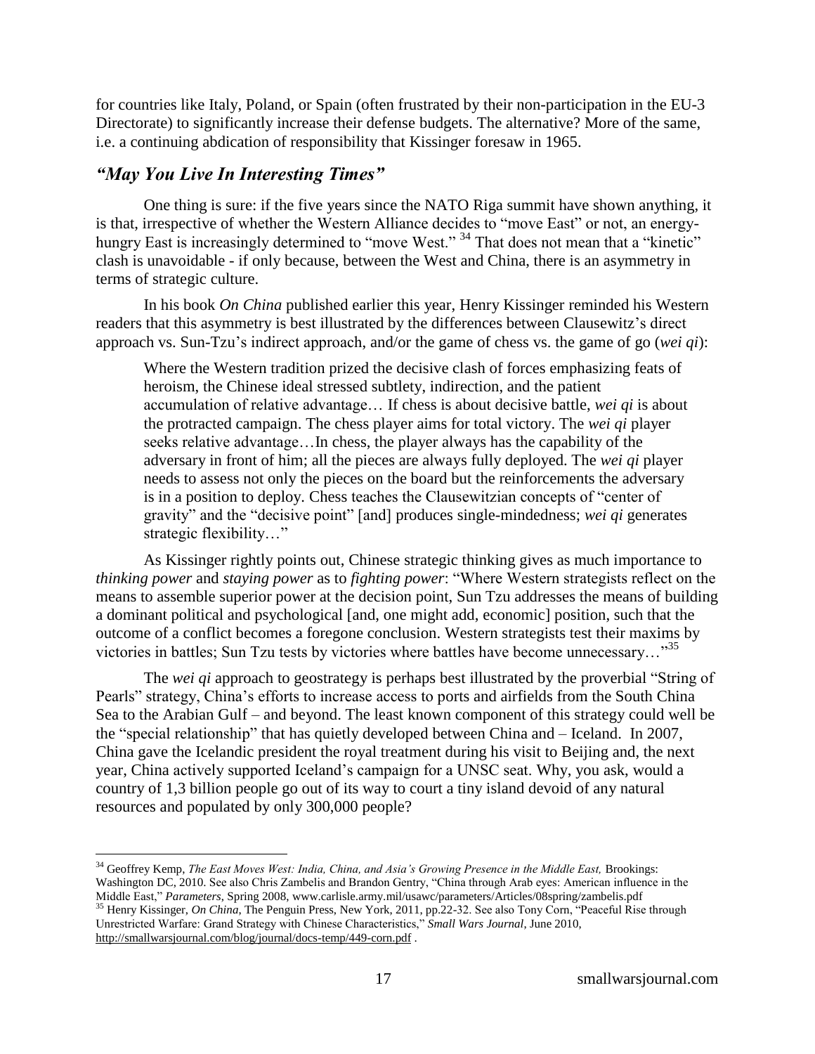for countries like Italy, Poland, or Spain (often frustrated by their non-participation in the EU-3 Directorate) to significantly increase their defense budgets. The alternative? More of the same, i.e. a continuing abdication of responsibility that Kissinger foresaw in 1965.

## *"May You Live In Interesting Times"*

One thing is sure: if the five years since the NATO Riga summit have shown anything, it is that, irrespective of whether the Western Alliance decides to "move East" or not, an energy-hungry East is increasingly determined to "move West." [34] That does not mean that a "kinetic" clash is unavoidable - if only because, between the West and China, there is an asymmetry in terms of strategic culture.

In his book *On China* published earlier this year, Henry Kissinger reminded his Western readers that this asymmetry is best illustrated by the differences between Clausewitz's direct approach vs. Sun-Tzu's indirect approach, and/or the game of chess vs. the game of go (*wei qi*):

> Where the Western tradition prized the decisive clash of forces emphasizing feats of heroism, the Chinese ideal stressed subtlety, indirection, and the patient accumulation of relative advantage… If chess is about decisive battle, *wei qi* is about the protracted campaign. The chess player aims for total victory. The *wei qi* player seeks relative advantage…In chess, the player always has the capability of the adversary in front of him; all the pieces are always fully deployed. The *wei qi* player needs to assess not only the pieces on the board but the reinforcements the adversary is in a position to deploy. Chess teaches the Clausewitzian concepts of "center of gravity" and the "decisive point" [and] produces single-mindedness; *wei qi* generates strategic flexibility…"

As Kissinger rightly points out, Chinese strategic thinking gives as much importance to *thinking power* and *staying power* as to *fighting power*: "Where Western strategists reflect on the means to assemble superior power at the decision point, Sun Tzu addresses the means of building a dominant political and psychological [and, one might add, economic] position, such that the outcome of a conflict becomes a foregone conclusion. Western strategists test their maxims by victories in battles; Sun Tzu tests by victories where battles have become unnecessary…"[35]

The *wei qi* approach to geostrategy is perhaps best illustrated by the proverbial "String of Pearls" strategy, China's efforts to increase access to ports and airfields from the South China Sea to the Arabian Gulf – and beyond. The least known component of this strategy could well be the "special relationship" that has quietly developed between China and – Iceland. In 2007, China gave the Icelandic president the royal treatment during his visit to Beijing and, the next year, China actively supported Iceland's campaign for a UNSC seat. Why, you ask, would a country of 1,3 billion people go out of its way to court a tiny island devoid of any natural resources and populated by only 300,000 people?

---

[34] Geoffrey Kemp, *The East Moves West: India, China, and Asia's Growing Presence in the Middle East,* Brookings: Washington DC, 2010. See also Chris Zambelis and Brandon Gentry, "China through Arab eyes: American influence in the Middle East," *Parameters*, Spring 2008, www.carlisle.army.mil/usawc/parameters/Articles/08spring/zambelis.pdf

[35] Henry Kissinger, *On China*, The Penguin Press, New York, 2011, pp.22-32. See also Tony Corn, "Peaceful Rise through Unrestricted Warfare: Grand Strategy with Chinese Characteristics," *Small Wars Journal*, June 2010, http://smallwarsjournal.com/blog/journal/docs-temp/449-corn.pdf .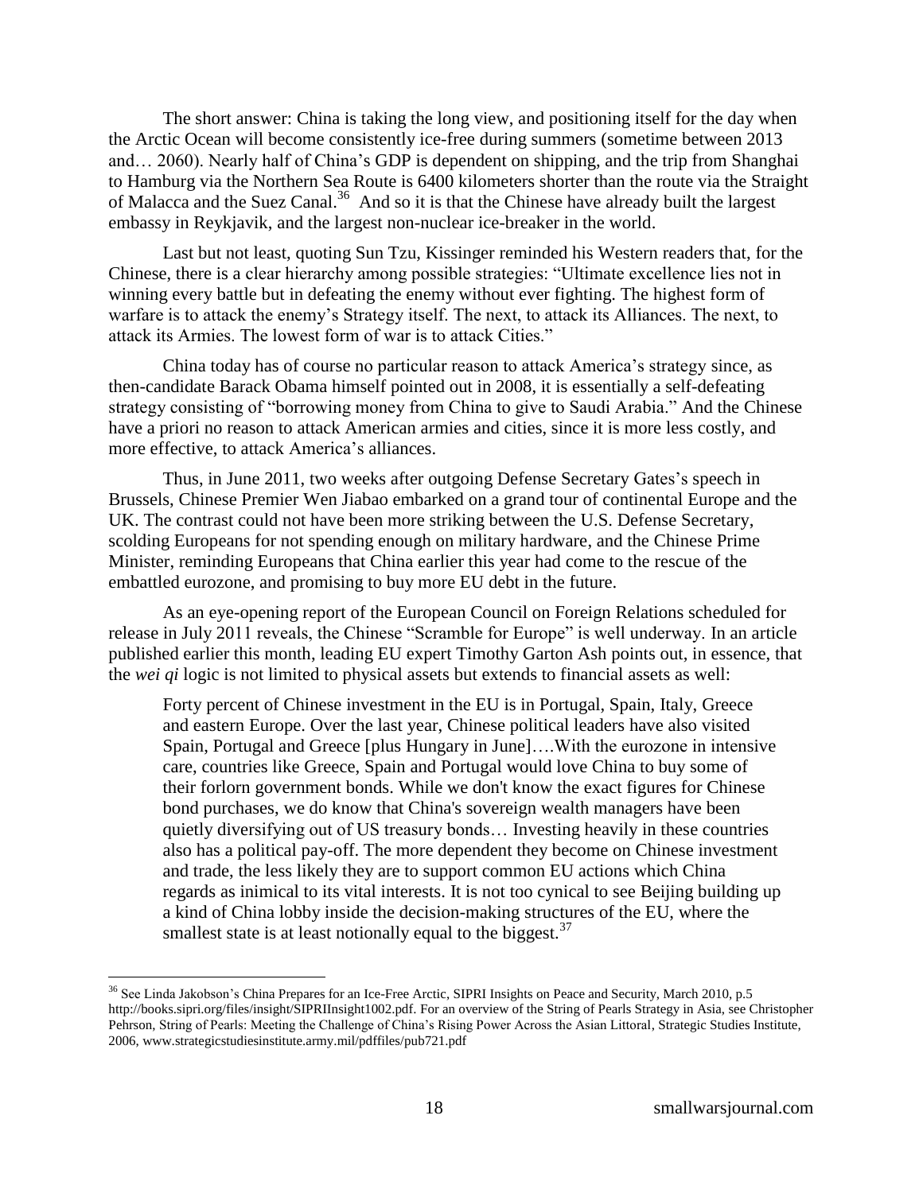The short answer: China is taking the long view, and positioning itself for the day when the Arctic Ocean will become consistently ice-free during summers (sometime between 2013 and… 2060). Nearly half of China's GDP is dependent on shipping, and the trip from Shanghai to Hamburg via the Northern Sea Route is 6400 kilometers shorter than the route via the Straight of Malacca and the Suez Canal.[36] And so it is that the Chinese have already built the largest embassy in Reykjavik, and the largest non-nuclear ice-breaker in the world.

Last but not least, quoting Sun Tzu, Kissinger reminded his Western readers that, for the Chinese, there is a clear hierarchy among possible strategies: "Ultimate excellence lies not in winning every battle but in defeating the enemy without ever fighting. The highest form of warfare is to attack the enemy's Strategy itself. The next, to attack its Alliances. The next, to attack its Armies. The lowest form of war is to attack Cities."

China today has of course no particular reason to attack America's strategy since, as then-candidate Barack Obama himself pointed out in 2008, it is essentially a self-defeating strategy consisting of "borrowing money from China to give to Saudi Arabia." And the Chinese have a priori no reason to attack American armies and cities, since it is more less costly, and more effective, to attack America's alliances.

Thus, in June 2011, two weeks after outgoing Defense Secretary Gates's speech in Brussels, Chinese Premier Wen Jiabao embarked on a grand tour of continental Europe and the UK. The contrast could not have been more striking between the U.S. Defense Secretary, scolding Europeans for not spending enough on military hardware, and the Chinese Prime Minister, reminding Europeans that China earlier this year had come to the rescue of the embattled eurozone, and promising to buy more EU debt in the future.

As an eye-opening report of the European Council on Foreign Relations scheduled for release in July 2011 reveals, the Chinese "Scramble for Europe" is well underway. In an article published earlier this month, leading EU expert Timothy Garton Ash points out, in essence, that the *wei qi* logic is not limited to physical assets but extends to financial assets as well:

> Forty percent of Chinese investment in the EU is in Portugal, Spain, Italy, Greece and eastern Europe. Over the last year, Chinese political leaders have also visited Spain, Portugal and Greece [plus Hungary in June]….With the eurozone in intensive care, countries like Greece, Spain and Portugal would love China to buy some of their forlorn government bonds. While we don't know the exact figures for Chinese bond purchases, we do know that China's sovereign wealth managers have been quietly diversifying out of US treasury bonds… Investing heavily in these countries also has a political pay-off. The more dependent they become on Chinese investment and trade, the less likely they are to support common EU actions which China regards as inimical to its vital interests. It is not too cynical to see Beijing building up a kind of China lobby inside the decision-making structures of the EU, where the smallest state is at least notionally equal to the biggest.[37]

---

[36] See Linda Jakobson's China Prepares for an Ice-Free Arctic, SIPRI Insights on Peace and Security, March 2010, p.5 http://books.sipri.org/files/insight/SIPRIInsight1002.pdf. For an overview of the String of Pearls Strategy in Asia, see Christopher Pehrson, String of Pearls: Meeting the Challenge of China's Rising Power Across the Asian Littoral, Strategic Studies Institute, 2006, www.strategicstudiesinstitute.army.mil/pdffiles/pub721.pdf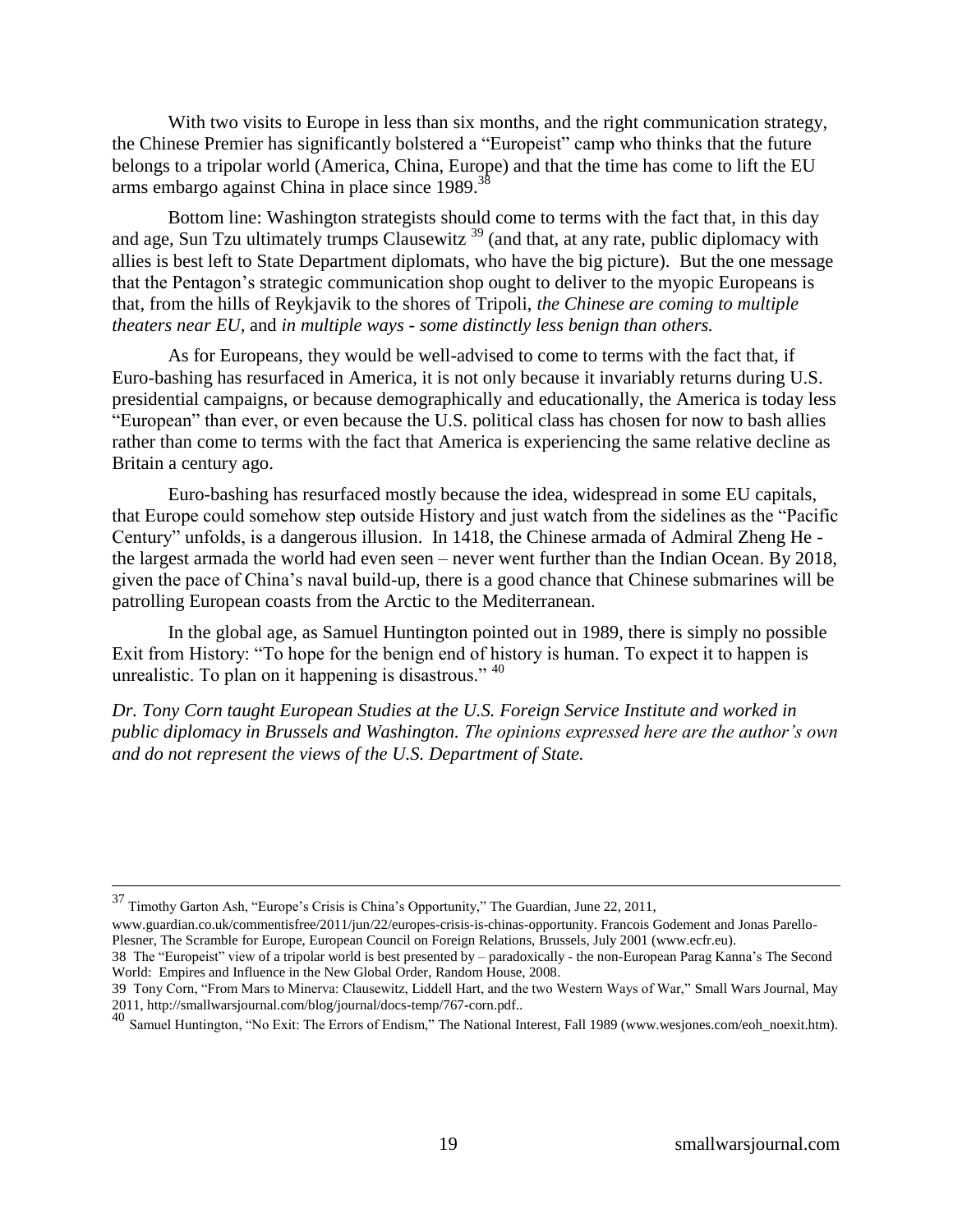With two visits to Europe in less than six months, and the right communication strategy, the Chinese Premier has significantly bolstered a "Europeist" camp who thinks that the future belongs to a tripolar world (America, China, Europe) and that the time has come to lift the EU arms embargo against China in place since 1989.[38]

Bottom line: Washington strategists should come to terms with the fact that, in this day and age, Sun Tzu ultimately trumps Clausewitz [39] (and that, at any rate, public diplomacy with allies is best left to State Department diplomats, who have the big picture). But the one message that the Pentagon's strategic communication shop ought to deliver to the myopic Europeans is that, from the hills of Reykjavik to the shores of Tripoli, *the Chinese are coming to multiple theaters near EU,* and *in multiple ways - some distinctly less benign than others.*

As for Europeans, they would be well-advised to come to terms with the fact that, if Euro-bashing has resurfaced in America, it is not only because it invariably returns during U.S. presidential campaigns, or because demographically and educationally, the America is today less "European" than ever, or even because the U.S. political class has chosen for now to bash allies rather than come to terms with the fact that America is experiencing the same relative decline as Britain a century ago.

Euro-bashing has resurfaced mostly because the idea, widespread in some EU capitals, that Europe could somehow step outside History and just watch from the sidelines as the "Pacific Century" unfolds, is a dangerous illusion. In 1418, the Chinese armada of Admiral Zheng He - the largest armada the world had even seen – never went further than the Indian Ocean. By 2018, given the pace of China's naval build-up, there is a good chance that Chinese submarines will be patrolling European coasts from the Arctic to the Mediterranean.

In the global age, as Samuel Huntington pointed out in 1989, there is simply no possible Exit from History: "To hope for the benign end of history is human. To expect it to happen is unrealistic. To plan on it happening is disastrous." [40]

*Dr. Tony Corn taught European Studies at the U.S. Foreign Service Institute and worked in public diplomacy in Brussels and Washington. The opinions expressed here are the author's own and do not represent the views of the U.S. Department of State.*

---

37 Timothy Garton Ash, "Europe's Crisis is China's Opportunity," The Guardian, June 22, 2011, www.guardian.co.uk/commentisfree/2011/jun/22/europes-crisis-is-chinas-opportunity. Francois Godement and Jonas Parello-Plesner, The Scramble for Europe, European Council on Foreign Relations, Brussels, July 2001 (www.ecfr.eu).

38 The "Europeist" view of a tripolar world is best presented by – paradoxically - the non-European Parag Kanna's The Second World: Empires and Influence in the New Global Order, Random House, 2008.

39 Tony Corn, "From Mars to Minerva: Clausewitz, Liddell Hart, and the two Western Ways of War," Small Wars Journal, May 2011, http://smallwarsjournal.com/blog/journal/docs-temp/767-corn.pdf..

40 Samuel Huntington, "No Exit: The Errors of Endism," The National Interest, Fall 1989 (www.wesjones.com/eoh_noexit.htm).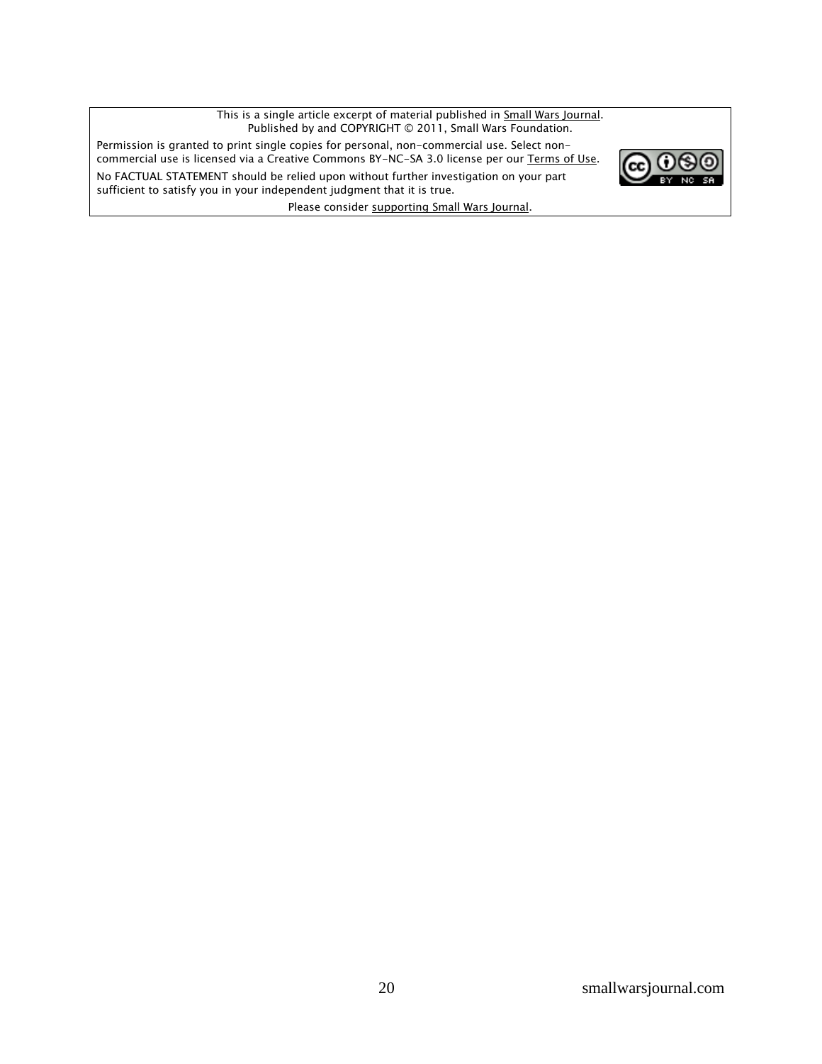This is a single article excerpt of material published in Small Wars Journal.
Published by and COPYRIGHT © 2011, Small Wars Foundation.

Permission is granted to print single copies for personal, non-commercial use. Select non-commercial use is licensed via a Creative Commons BY-NC-SA 3.0 license per our Terms of Use.

No FACTUAL STATEMENT should be relied upon without further investigation on your part sufficient to satisfy you in your independent judgment that it is true.

Please consider supporting Small Wars Journal.